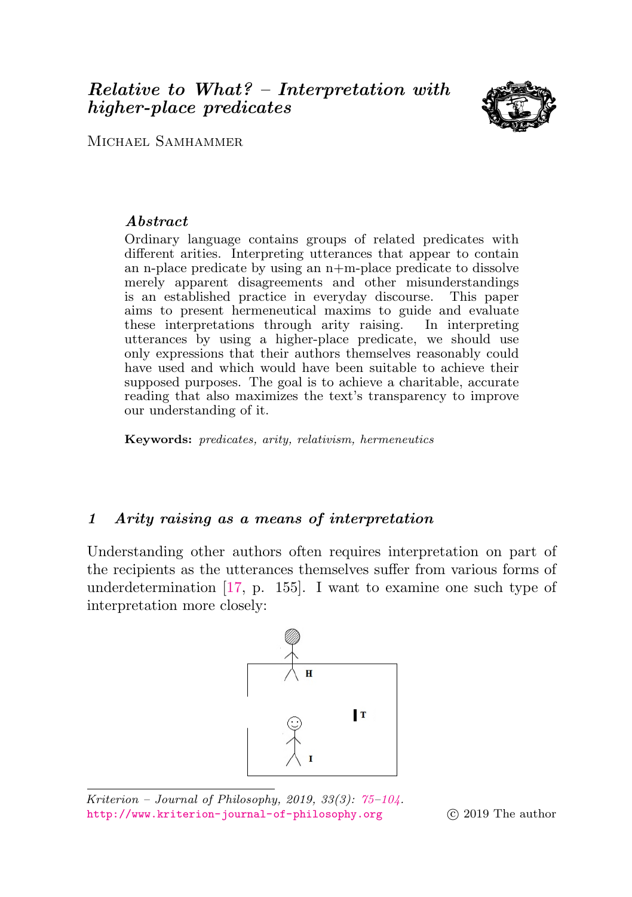# *Relative to What? – Interpretation with higher-place predicates*

Michael Samhammer

### *Abstract*

Ordinary language contains groups of related predicates with different arities. Interpreting utterances that appear to contain an n-place predicate by using an n+m-place predicate to dissolve merely apparent disagreements and other misunderstandings is an established practice in everyday discourse. This paper aims to present hermeneutical maxims to guide and evaluate these interpretations through arity raising. In interpreting utterances by using a higher-place predicate, we should use only expressions that their authors themselves reasonably could have used and which would have been suitable to achieve their supposed purposes. The goal is to achieve a charitable, accurate reading that also maximizes the text's transparency to improve our understanding of it.

**Keywords:** *predicates, arity, relativism, hermeneutics*

## *1 Arity raising as a means of interpretation*

Understanding other authors often requires interpretation on part of the recipients as the utterances themselves suffer from various forms of underdetermination [17, p. 155]. I want to examine one such type of interpretation more closely:

H

T

I

*Kriterion – Journal of Philosophy, 2019, 33(3): 75–104.*
http://www.kriterion-journal-of-philosophy.org © 2019 The author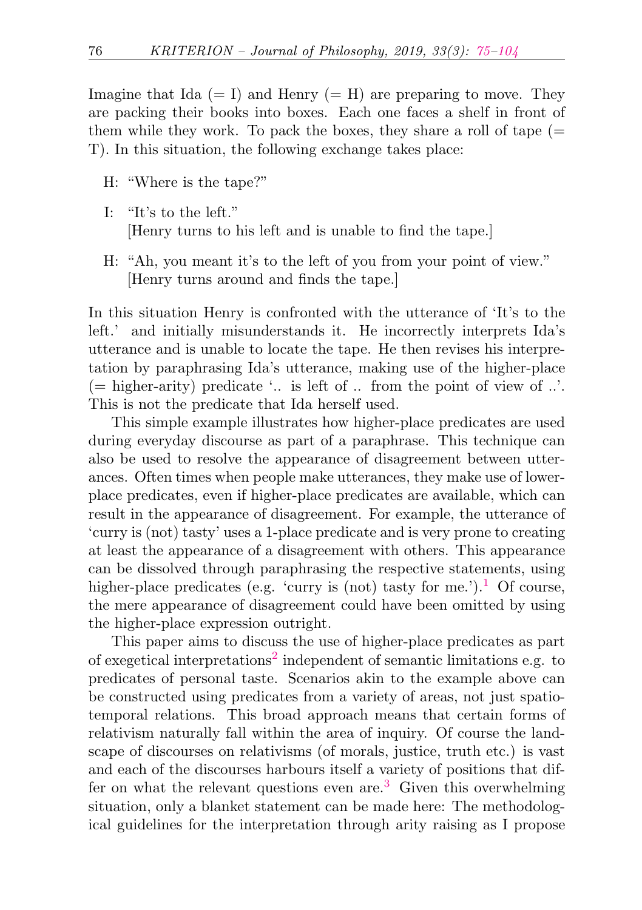Imagine that Ida (= I) and Henry (= H) are preparing to move. They are packing their books into boxes. Each one faces a shelf in front of them while they work. To pack the boxes, they share a roll of tape (= T). In this situation, the following exchange takes place:

H: "Where is the tape?"

I: "It's to the left."
[Henry turns to his left and is unable to find the tape.]

H: "Ah, you meant it's to the left of you from your point of view."
[Henry turns around and finds the tape.]

In this situation Henry is confronted with the utterance of 'It's to the left.' and initially misunderstands it. He incorrectly interprets Ida's utterance and is unable to locate the tape. He then revises his interpretation by paraphrasing Ida's utterance, making use of the higher-place (= higher-arity) predicate '.. is left of .. from the point of view of ..'. This is not the predicate that Ida herself used.

This simple example illustrates how higher-place predicates are used during everyday discourse as part of a paraphrase. This technique can also be used to resolve the appearance of disagreement between utterances. Often times when people make utterances, they make use of lower-place predicates, even if higher-place predicates are available, which can result in the appearance of disagreement. For example, the utterance of 'curry is (not) tasty' uses a 1-place predicate and is very prone to creating at least the appearance of a disagreement with others. This appearance can be dissolved through paraphrasing the respective statements, using higher-place predicates (e.g. 'curry is (not) tasty for me.').[1] Of course, the mere appearance of disagreement could have been omitted by using the higher-place expression outright.

This paper aims to discuss the use of higher-place predicates as part of exegetical interpretations[2] independent of semantic limitations e.g. to predicates of personal taste. Scenarios akin to the example above can be constructed using predicates from a variety of areas, not just spatio-temporal relations. This broad approach means that certain forms of relativism naturally fall within the area of inquiry. Of course the landscape of discourses on relativisms (of morals, justice, truth etc.) is vast and each of the discourses harbours itself a variety of positions that differ on what the relevant questions even are.[3] Given this overwhelming situation, only a blanket statement can be made here: The methodological guidelines for the interpretation through arity raising as I propose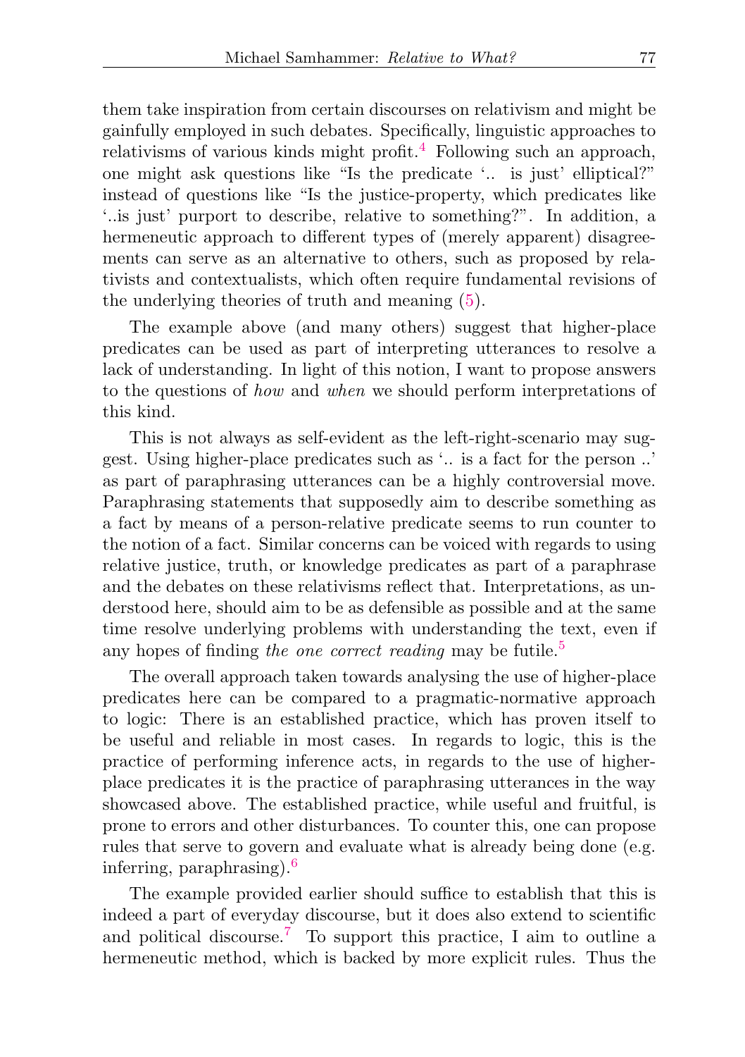them take inspiration from certain discourses on relativism and might be gainfully employed in such debates. Specifically, linguistic approaches to relativisms of various kinds might profit.[4] Following such an approach, one might ask questions like "Is the predicate '.. is just' elliptical?" instead of questions like "Is the justice-property, which predicates like '..is just' purport to describe, relative to something?". In addition, a hermeneutic approach to different types of (merely apparent) disagreements can serve as an alternative to others, such as proposed by relativists and contextualists, which often require fundamental revisions of the underlying theories of truth and meaning (5).

The example above (and many others) suggest that higher-place predicates can be used as part of interpreting utterances to resolve a lack of understanding. In light of this notion, I want to propose answers to the questions of *how* and *when* we should perform interpretations of this kind.

This is not always as self-evident as the left-right-scenario may suggest. Using higher-place predicates such as '.. is a fact for the person ..' as part of paraphrasing utterances can be a highly controversial move. Paraphrasing statements that supposedly aim to describe something as a fact by means of a person-relative predicate seems to run counter to the notion of a fact. Similar concerns can be voiced with regards to using relative justice, truth, or knowledge predicates as part of a paraphrase and the debates on these relativisms reflect that. Interpretations, as understood here, should aim to be as defensible as possible and at the same time resolve underlying problems with understanding the text, even if any hopes of finding *the one correct reading* may be futile.[5]

The overall approach taken towards analysing the use of higher-place predicates here can be compared to a pragmatic-normative approach to logic: There is an established practice, which has proven itself to be useful and reliable in most cases. In regards to logic, this is the practice of performing inference acts, in regards to the use of higher-place predicates it is the practice of paraphrasing utterances in the way showcased above. The established practice, while useful and fruitful, is prone to errors and other disturbances. To counter this, one can propose rules that serve to govern and evaluate what is already being done (e.g. inferring, paraphrasing).[6]

The example provided earlier should suffice to establish that this is indeed a part of everyday discourse, but it does also extend to scientific and political discourse.[7] To support this practice, I aim to outline a hermeneutic method, which is backed by more explicit rules. Thus the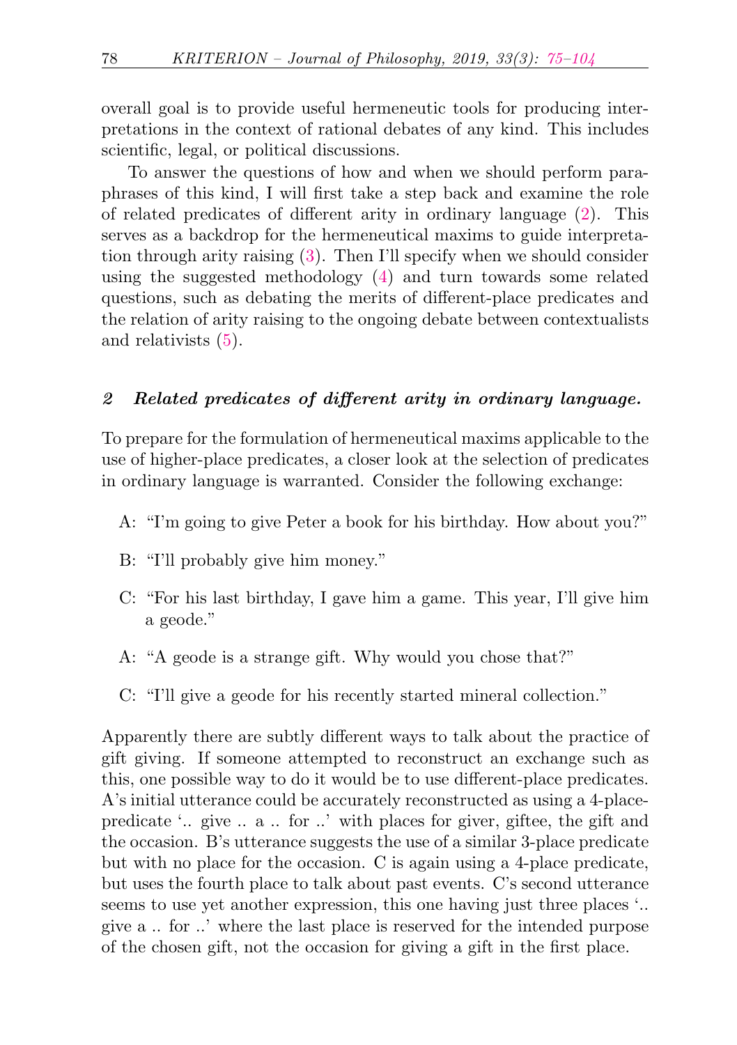overall goal is to provide useful hermeneutic tools for producing interpretations in the context of rational debates of any kind. This includes scientific, legal, or political discussions.

To answer the questions of how and when we should perform paraphrases of this kind, I will first take a step back and examine the role of related predicates of different arity in ordinary language (2). This serves as a backdrop for the hermeneutical maxims to guide interpretation through arity raising (3). Then I'll specify when we should consider using the suggested methodology (4) and turn towards some related questions, such as debating the merits of different-place predicates and the relation of arity raising to the ongoing debate between contextualists and relativists (5).

## 2 Related predicates of different arity in ordinary language.

To prepare for the formulation of hermeneutical maxims applicable to the use of higher-place predicates, a closer look at the selection of predicates in ordinary language is warranted. Consider the following exchange:

A: "I'm going to give Peter a book for his birthday. How about you?"

B: "I'll probably give him money."

C: "For his last birthday, I gave him a game. This year, I'll give him a geode."

A: "A geode is a strange gift. Why would you chose that?"

C: "I'll give a geode for his recently started mineral collection."

Apparently there are subtly different ways to talk about the practice of gift giving. If someone attempted to reconstruct an exchange such as this, one possible way to do it would be to use different-place predicates. A's initial utterance could be accurately reconstructed as using a 4-place-predicate '.. give .. a .. for ..' with places for giver, giftee, the gift and the occasion. B's utterance suggests the use of a similar 3-place predicate but with no place for the occasion. C is again using a 4-place predicate, but uses the fourth place to talk about past events. C's second utterance seems to use yet another expression, this one having just three places '.. give a .. for ..' where the last place is reserved for the intended purpose of the chosen gift, not the occasion for giving a gift in the first place.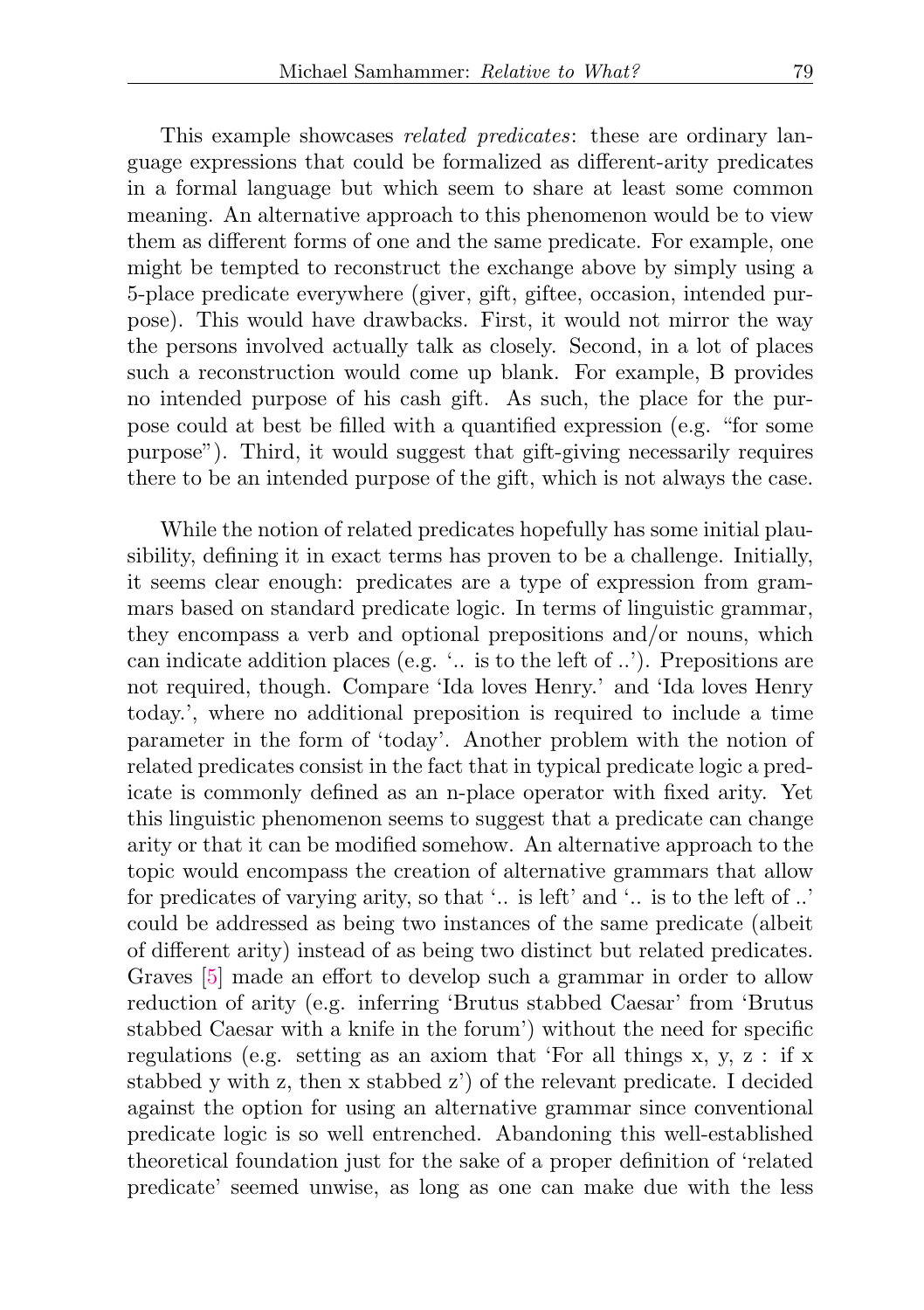This example showcases *related predicates*: these are ordinary language expressions that could be formalized as different-arity predicates in a formal language but which seem to share at least some common meaning. An alternative approach to this phenomenon would be to view them as different forms of one and the same predicate. For example, one might be tempted to reconstruct the exchange above by simply using a 5-place predicate everywhere (giver, gift, giftee, occasion, intended purpose). This would have drawbacks. First, it would not mirror the way the persons involved actually talk as closely. Second, in a lot of places such a reconstruction would come up blank. For example, B provides no intended purpose of his cash gift. As such, the place for the purpose could at best be filled with a quantified expression (e.g. "for some purpose"). Third, it would suggest that gift-giving necessarily requires there to be an intended purpose of the gift, which is not always the case.

While the notion of related predicates hopefully has some initial plausibility, defining it in exact terms has proven to be a challenge. Initially, it seems clear enough: predicates are a type of expression from grammars based on standard predicate logic. In terms of linguistic grammar, they encompass a verb and optional prepositions and/or nouns, which can indicate addition places (e.g. '.. is to the left of ..'). Prepositions are not required, though. Compare 'Ida loves Henry.' and 'Ida loves Henry today.', where no additional preposition is required to include a time parameter in the form of 'today'. Another problem with the notion of related predicates consist in the fact that in typical predicate logic a predicate is commonly defined as an n-place operator with fixed arity. Yet this linguistic phenomenon seems to suggest that a predicate can change arity or that it can be modified somehow. An alternative approach to the topic would encompass the creation of alternative grammars that allow for predicates of varying arity, so that '.. is left' and '.. is to the left of ..' could be addressed as being two instances of the same predicate (albeit of different arity) instead of as being two distinct but related predicates. Graves [5] made an effort to develop such a grammar in order to allow reduction of arity (e.g. inferring 'Brutus stabbed Caesar' from 'Brutus stabbed Caesar with a knife in the forum') without the need for specific regulations (e.g. setting as an axiom that 'For all things x, y, z : if x stabbed y with z, then x stabbed z') of the relevant predicate. I decided against the option for using an alternative grammar since conventional predicate logic is so well entrenched. Abandoning this well-established theoretical foundation just for the sake of a proper definition of 'related predicate' seemed unwise, as long as one can make due with the less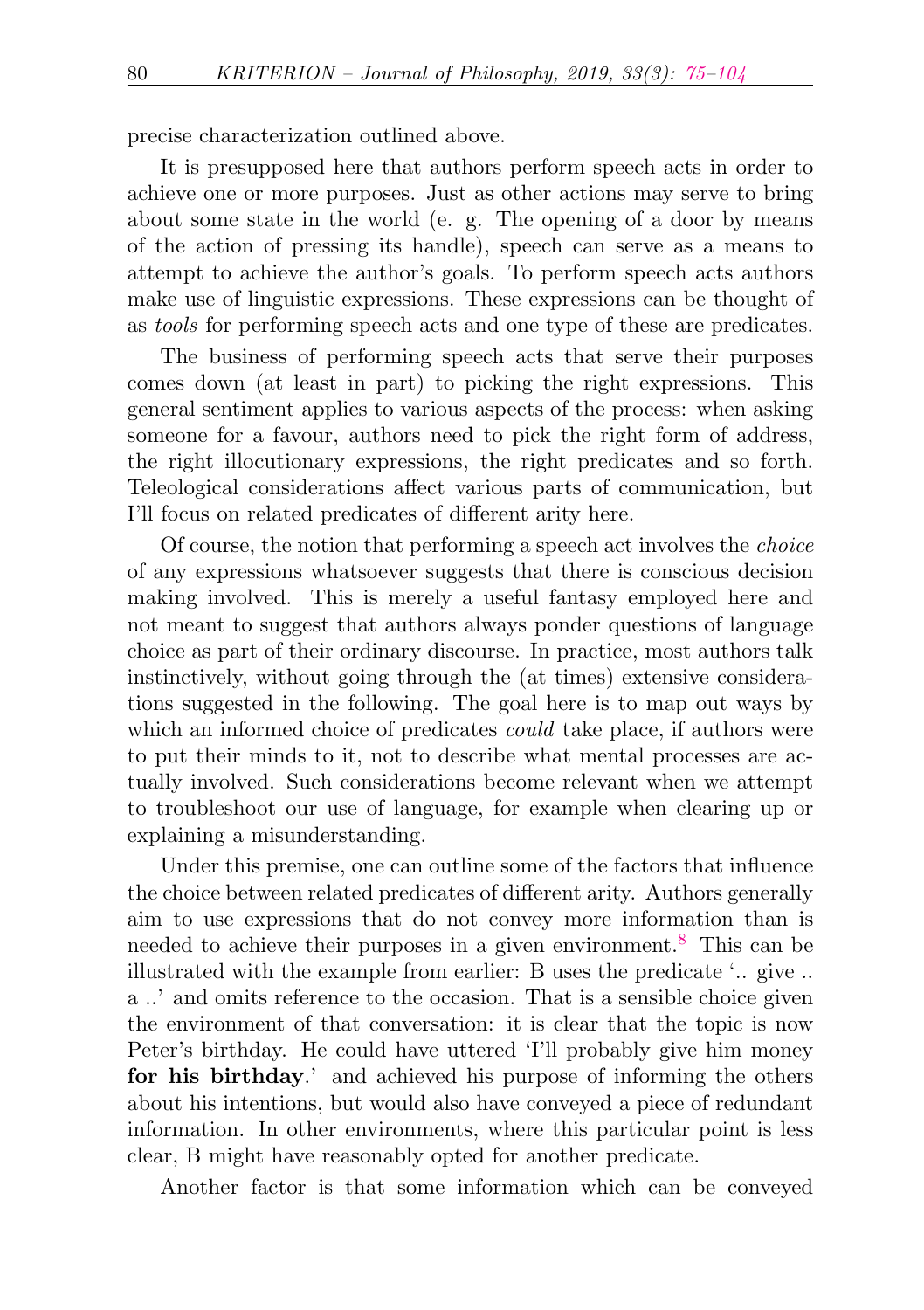precise characterization outlined above.

It is presupposed here that authors perform speech acts in order to achieve one or more purposes. Just as other actions may serve to bring about some state in the world (e. g. The opening of a door by means of the action of pressing its handle), speech can serve as a means to attempt to achieve the author's goals. To perform speech acts authors make use of linguistic expressions. These expressions can be thought of as *tools* for performing speech acts and one type of these are predicates.

The business of performing speech acts that serve their purposes comes down (at least in part) to picking the right expressions. This general sentiment applies to various aspects of the process: when asking someone for a favour, authors need to pick the right form of address, the right illocutionary expressions, the right predicates and so forth. Teleological considerations affect various parts of communication, but I'll focus on related predicates of different arity here.

Of course, the notion that performing a speech act involves the *choice* of any expressions whatsoever suggests that there is conscious decision making involved. This is merely a useful fantasy employed here and not meant to suggest that authors always ponder questions of language choice as part of their ordinary discourse. In practice, most authors talk instinctively, without going through the (at times) extensive considerations suggested in the following. The goal here is to map out ways by which an informed choice of predicates *could* take place, if authors were to put their minds to it, not to describe what mental processes are actually involved. Such considerations become relevant when we attempt to troubleshoot our use of language, for example when clearing up or explaining a misunderstanding.

Under this premise, one can outline some of the factors that influence the choice between related predicates of different arity. Authors generally aim to use expressions that do not convey more information than is needed to achieve their purposes in a given environment.[8] This can be illustrated with the example from earlier: B uses the predicate '.. give .. a ..' and omits reference to the occasion. That is a sensible choice given the environment of that conversation: it is clear that the topic is now Peter's birthday. He could have uttered 'I'll probably give him money **for his birthday**.' and achieved his purpose of informing the others about his intentions, but would also have conveyed a piece of redundant information. In other environments, where this particular point is less clear, B might have reasonably opted for another predicate.

Another factor is that some information which can be conveyed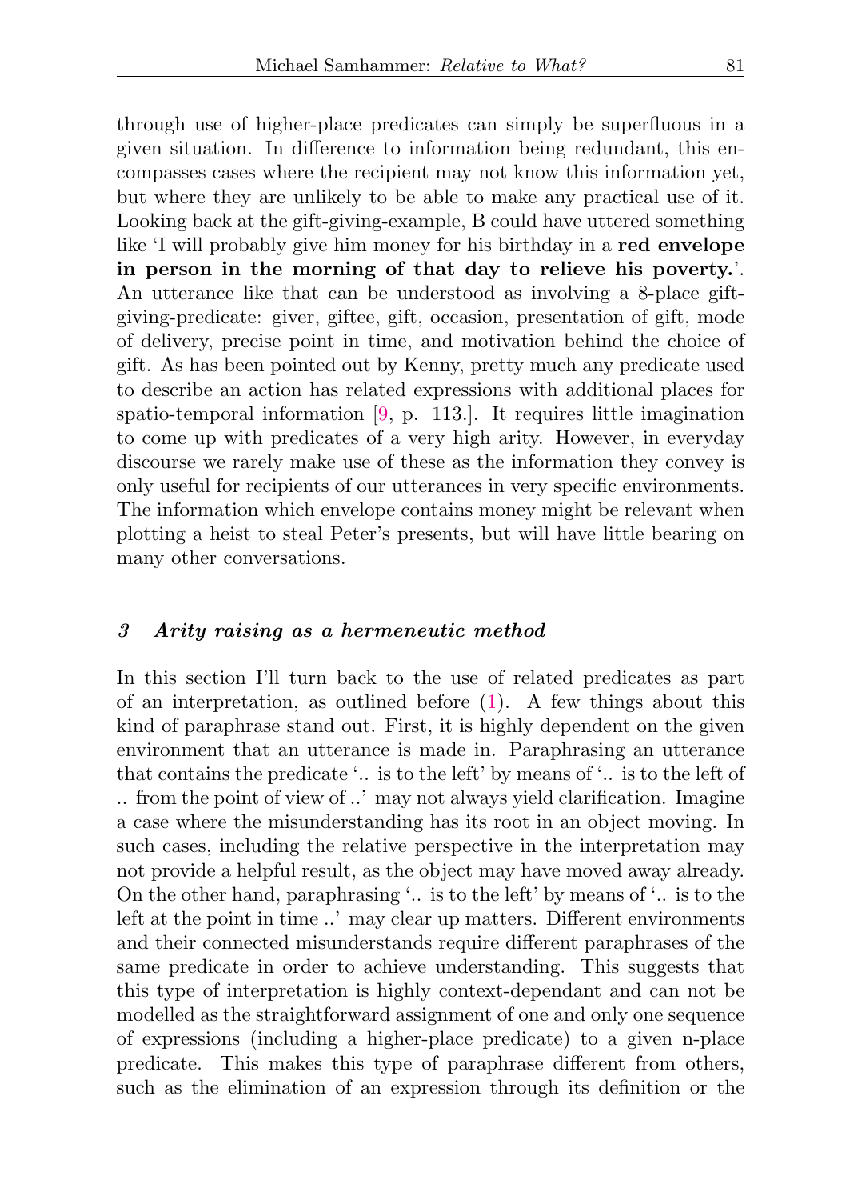through use of higher-place predicates can simply be superfluous in a given situation. In difference to information being redundant, this encompasses cases where the recipient may not know this information yet, but where they are unlikely to be able to make any practical use of it. Looking back at the gift-giving-example, B could have uttered something like 'I will probably give him money for his birthday in a **red envelope in person in the morning of that day to relieve his poverty.**'. An utterance like that can be understood as involving a 8-place gift-giving-predicate: giver, giftee, gift, occasion, presentation of gift, mode of delivery, precise point in time, and motivation behind the choice of gift. As has been pointed out by Kenny, pretty much any predicate used to describe an action has related expressions with additional places for spatio-temporal information [9, p. 113.]. It requires little imagination to come up with predicates of a very high arity. However, in everyday discourse we rarely make use of these as the information they convey is only useful for recipients of our utterances in very specific environments. The information which envelope contains money might be relevant when plotting a heist to steal Peter's presents, but will have little bearing on many other conversations.

### *3 Arity raising as a hermeneutic method*

In this section I'll turn back to the use of related predicates as part of an interpretation, as outlined before (1). A few things about this kind of paraphrase stand out. First, it is highly dependent on the given environment that an utterance is made in. Paraphrasing an utterance that contains the predicate '.. is to the left' by means of '.. is to the left of .. from the point of view of ..' may not always yield clarification. Imagine a case where the misunderstanding has its root in an object moving. In such cases, including the relative perspective in the interpretation may not provide a helpful result, as the object may have moved away already. On the other hand, paraphrasing '.. is to the left' by means of '.. is to the left at the point in time ..' may clear up matters. Different environments and their connected misunderstands require different paraphrases of the same predicate in order to achieve understanding. This suggests that this type of interpretation is highly context-dependant and can not be modelled as the straightforward assignment of one and only one sequence of expressions (including a higher-place predicate) to a given n-place predicate. This makes this type of paraphrase different from others, such as the elimination of an expression through its definition or the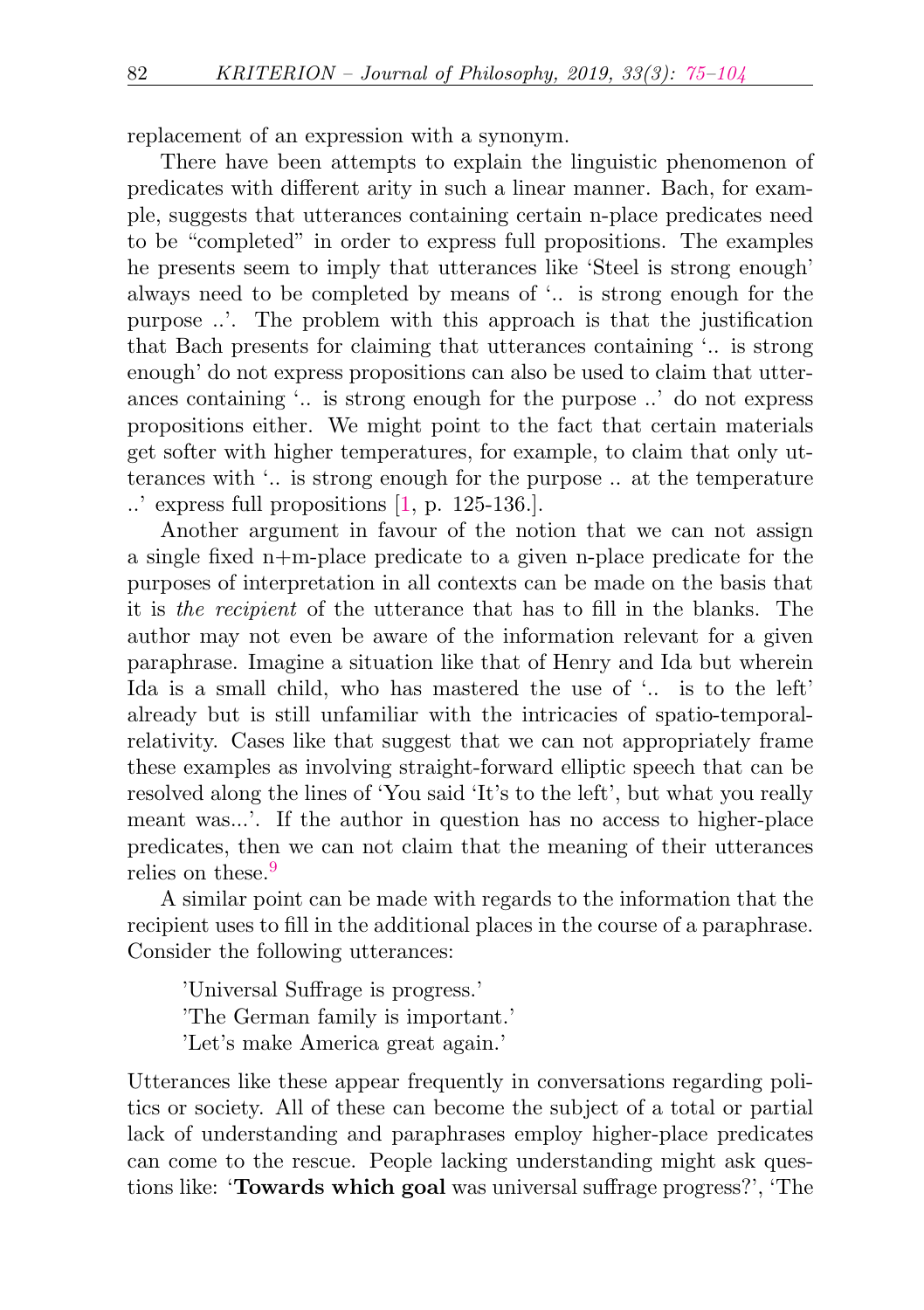replacement of an expression with a synonym.

There have been attempts to explain the linguistic phenomenon of predicates with different arity in such a linear manner. Bach, for example, suggests that utterances containing certain n-place predicates need to be "completed" in order to express full propositions. The examples he presents seem to imply that utterances like 'Steel is strong enough' always need to be completed by means of '.. is strong enough for the purpose ..'. The problem with this approach is that the justification that Bach presents for claiming that utterances containing '.. is strong enough' do not express propositions can also be used to claim that utterances containing '.. is strong enough for the purpose ..' do not express propositions either. We might point to the fact that certain materials get softer with higher temperatures, for example, to claim that only utterances with '.. is strong enough for the purpose .. at the temperature ..' express full propositions [1, p. 125-136.].

Another argument in favour of the notion that we can not assign a single fixed n+m-place predicate to a given n-place predicate for the purposes of interpretation in all contexts can be made on the basis that it is *the recipient* of the utterance that has to fill in the blanks. The author may not even be aware of the information relevant for a given paraphrase. Imagine a situation like that of Henry and Ida but wherein Ida is a small child, who has mastered the use of '.. is to the left' already but is still unfamiliar with the intricacies of spatio-temporal-relativity. Cases like that suggest that we can not appropriately frame these examples as involving straight-forward elliptic speech that can be resolved along the lines of 'You said 'It's to the left', but what you really meant was...'. If the author in question has no access to higher-place predicates, then we can not claim that the meaning of their utterances relies on these.[9]

A similar point can be made with regards to the information that the recipient uses to fill in the additional places in the course of a paraphrase. Consider the following utterances:

> 'Universal Suffrage is progress.'
> 'The German family is important.'
> 'Let's make America great again.'

Utterances like these appear frequently in conversations regarding politics or society. All of these can become the subject of a total or partial lack of understanding and paraphrases employ higher-place predicates can come to the rescue. People lacking understanding might ask questions like: '**Towards which goal** was universal suffrage progress?', 'The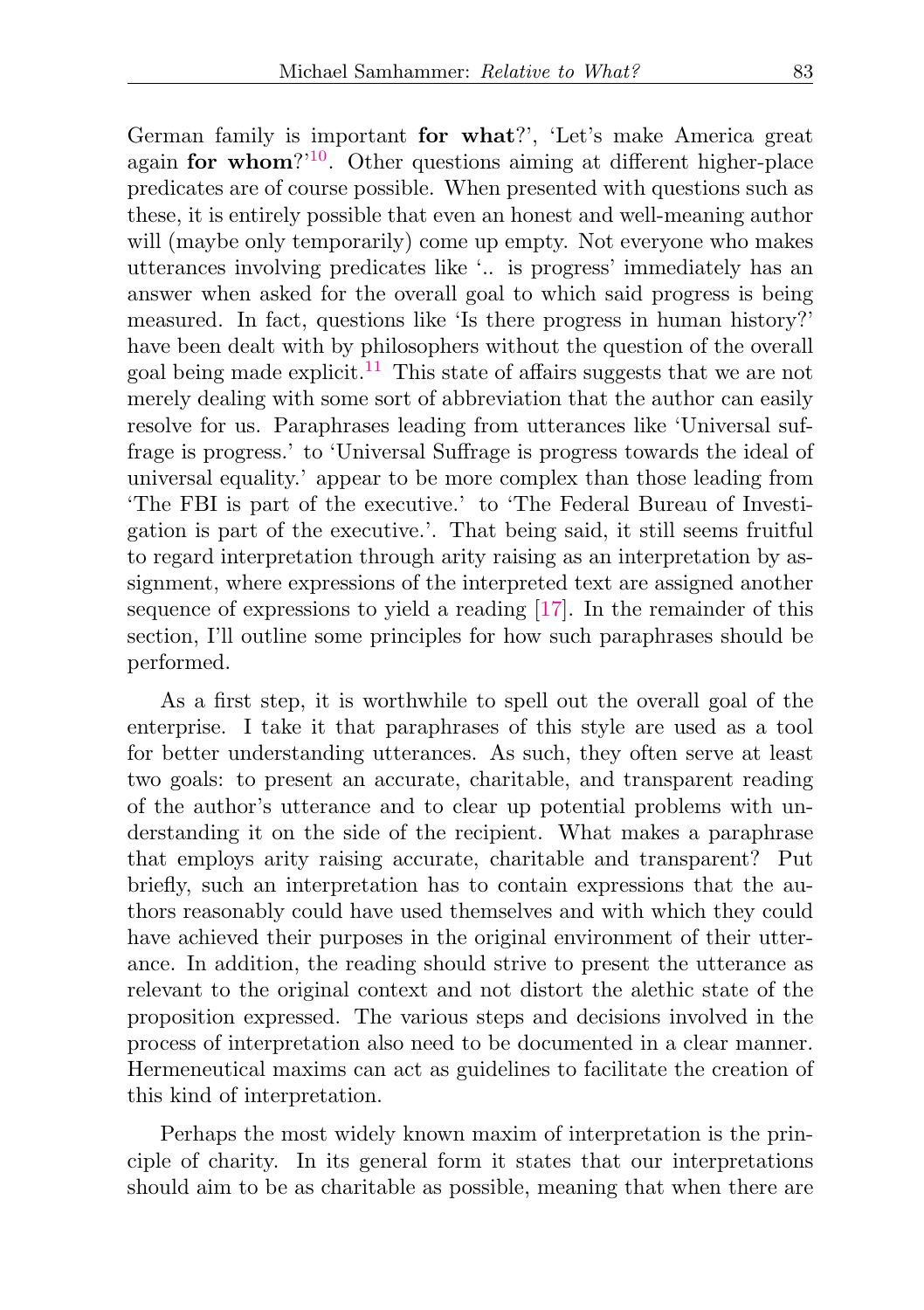German family is important **for what**?', 'Let's make America great again **for whom**?'[10]. Other questions aiming at different higher-place predicates are of course possible. When presented with questions such as these, it is entirely possible that even an honest and well-meaning author will (maybe only temporarily) come up empty. Not everyone who makes utterances involving predicates like '.. is progress' immediately has an answer when asked for the overall goal to which said progress is being measured. In fact, questions like 'Is there progress in human history?' have been dealt with by philosophers without the question of the overall goal being made explicit.[11] This state of affairs suggests that we are not merely dealing with some sort of abbreviation that the author can easily resolve for us. Paraphrases leading from utterances like 'Universal suffrage is progress.' to 'Universal Suffrage is progress towards the ideal of universal equality.' appear to be more complex than those leading from 'The FBI is part of the executive.' to 'The Federal Bureau of Investigation is part of the executive.'. That being said, it still seems fruitful to regard interpretation through arity raising as an interpretation by assignment, where expressions of the interpreted text are assigned another sequence of expressions to yield a reading [17]. In the remainder of this section, I'll outline some principles for how such paraphrases should be performed.

As a first step, it is worthwhile to spell out the overall goal of the enterprise. I take it that paraphrases of this style are used as a tool for better understanding utterances. As such, they often serve at least two goals: to present an accurate, charitable, and transparent reading of the author's utterance and to clear up potential problems with understanding it on the side of the recipient. What makes a paraphrase that employs arity raising accurate, charitable and transparent? Put briefly, such an interpretation has to contain expressions that the authors reasonably could have used themselves and with which they could have achieved their purposes in the original environment of their utterance. In addition, the reading should strive to present the utterance as relevant to the original context and not distort the alethic state of the proposition expressed. The various steps and decisions involved in the process of interpretation also need to be documented in a clear manner. Hermeneutical maxims can act as guidelines to facilitate the creation of this kind of interpretation.

Perhaps the most widely known maxim of interpretation is the principle of charity. In its general form it states that our interpretations should aim to be as charitable as possible, meaning that when there are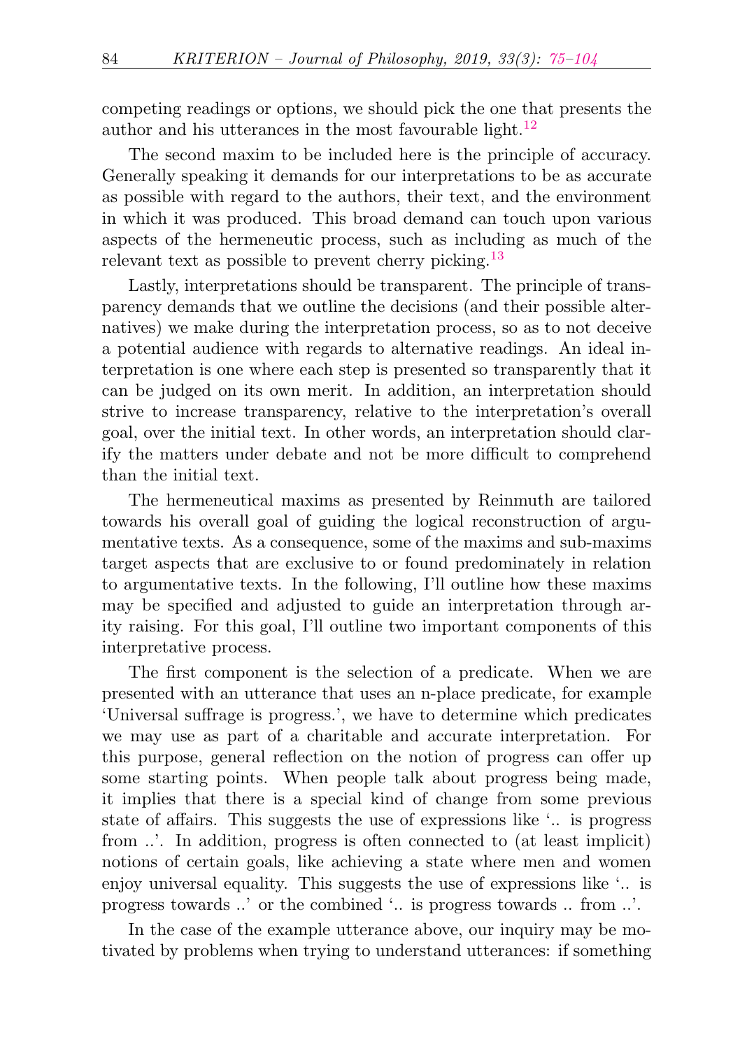competing readings or options, we should pick the one that presents the author and his utterances in the most favourable light.[12]

The second maxim to be included here is the principle of accuracy. Generally speaking it demands for our interpretations to be as accurate as possible with regard to the authors, their text, and the environment in which it was produced. This broad demand can touch upon various aspects of the hermeneutic process, such as including as much of the relevant text as possible to prevent cherry picking.[13]

Lastly, interpretations should be transparent. The principle of transparency demands that we outline the decisions (and their possible alternatives) we make during the interpretation process, so as to not deceive a potential audience with regards to alternative readings. An ideal interpretation is one where each step is presented so transparently that it can be judged on its own merit. In addition, an interpretation should strive to increase transparency, relative to the interpretation's overall goal, over the initial text. In other words, an interpretation should clarify the matters under debate and not be more difficult to comprehend than the initial text.

The hermeneutical maxims as presented by Reinmuth are tailored towards his overall goal of guiding the logical reconstruction of argumentative texts. As a consequence, some of the maxims and sub-maxims target aspects that are exclusive to or found predominately in relation to argumentative texts. In the following, I'll outline how these maxims may be specified and adjusted to guide an interpretation through arity raising. For this goal, I'll outline two important components of this interpretative process.

The first component is the selection of a predicate. When we are presented with an utterance that uses an n-place predicate, for example 'Universal suffrage is progress.', we have to determine which predicates we may use as part of a charitable and accurate interpretation. For this purpose, general reflection on the notion of progress can offer up some starting points. When people talk about progress being made, it implies that there is a special kind of change from some previous state of affairs. This suggests the use of expressions like '.. is progress from ..'. In addition, progress is often connected to (at least implicit) notions of certain goals, like achieving a state where men and women enjoy universal equality. This suggests the use of expressions like '.. is progress towards ..' or the combined '.. is progress towards .. from ..'.

In the case of the example utterance above, our inquiry may be motivated by problems when trying to understand utterances: if something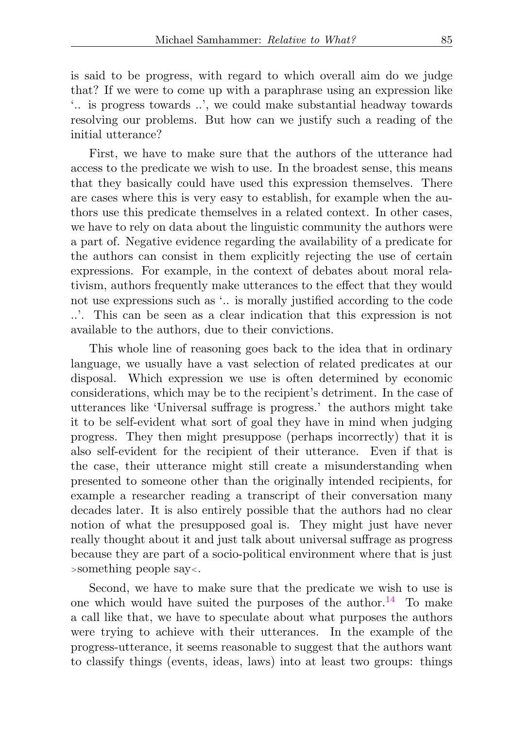is said to be progress, with regard to which overall aim do we judge that? If we were to come up with a paraphrase using an expression like '.. is progress towards ..', we could make substantial headway towards resolving our problems. But how can we justify such a reading of the initial utterance?

First, we have to make sure that the authors of the utterance had access to the predicate we wish to use. In the broadest sense, this means that they basically could have used this expression themselves. There are cases where this is very easy to establish, for example when the authors use this predicate themselves in a related context. In other cases, we have to rely on data about the linguistic community the authors were a part of. Negative evidence regarding the availability of a predicate for the authors can consist in them explicitly rejecting the use of certain expressions. For example, in the context of debates about moral relativism, authors frequently make utterances to the effect that they would not use expressions such as '.. is morally justified according to the code ..'. This can be seen as a clear indication that this expression is not available to the authors, due to their convictions.

This whole line of reasoning goes back to the idea that in ordinary language, we usually have a vast selection of related predicates at our disposal. Which expression we use is often determined by economic considerations, which may be to the recipient's detriment. In the case of utterances like 'Universal suffrage is progress.' the authors might take it to be self-evident what sort of goal they have in mind when judging progress. They then might presuppose (perhaps incorrectly) that it is also self-evident for the recipient of their utterance. Even if that is the case, their utterance might still create a misunderstanding when presented to someone other than the originally intended recipients, for example a researcher reading a transcript of their conversation many decades later. It is also entirely possible that the authors had no clear notion of what the presupposed goal is. They might just have never really thought about it and just talk about universal suffrage as progress because they are part of a socio-political environment where that is just ›something people say‹.

Second, we have to make sure that the predicate we wish to use is one which would have suited the purposes of the author.[14] To make a call like that, we have to speculate about what purposes the authors were trying to achieve with their utterances. In the example of the progress-utterance, it seems reasonable to suggest that the authors want to classify things (events, ideas, laws) into at least two groups: things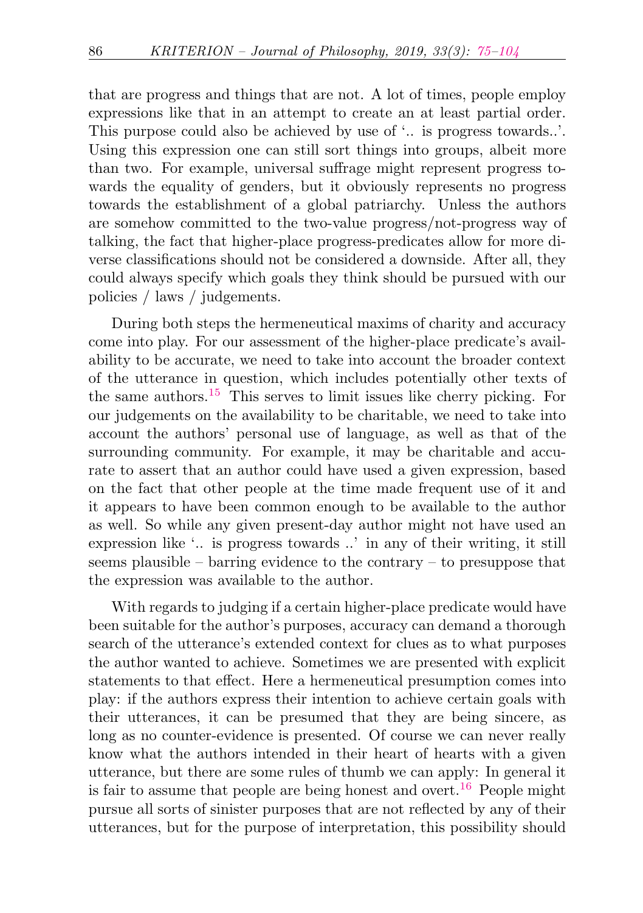that are progress and things that are not. A lot of times, people employ expressions like that in an attempt to create an at least partial order. This purpose could also be achieved by use of '.. is progress towards..'. Using this expression one can still sort things into groups, albeit more than two. For example, universal suffrage might represent progress towards the equality of genders, but it obviously represents no progress towards the establishment of a global patriarchy. Unless the authors are somehow committed to the two-value progress/not-progress way of talking, the fact that higher-place progress-predicates allow for more diverse classifications should not be considered a downside. After all, they could always specify which goals they think should be pursued with our policies / laws / judgements.

During both steps the hermeneutical maxims of charity and accuracy come into play. For our assessment of the higher-place predicate's availability to be accurate, we need to take into account the broader context of the utterance in question, which includes potentially other texts of the same authors.[15] This serves to limit issues like cherry picking. For our judgements on the availability to be charitable, we need to take into account the authors' personal use of language, as well as that of the surrounding community. For example, it may be charitable and accurate to assert that an author could have used a given expression, based on the fact that other people at the time made frequent use of it and it appears to have been common enough to be available to the author as well. So while any given present-day author might not have used an expression like '.. is progress towards ..' in any of their writing, it still seems plausible – barring evidence to the contrary – to presuppose that the expression was available to the author.

With regards to judging if a certain higher-place predicate would have been suitable for the author's purposes, accuracy can demand a thorough search of the utterance's extended context for clues as to what purposes the author wanted to achieve. Sometimes we are presented with explicit statements to that effect. Here a hermeneutical presumption comes into play: if the authors express their intention to achieve certain goals with their utterances, it can be presumed that they are being sincere, as long as no counter-evidence is presented. Of course we can never really know what the authors intended in their heart of hearts with a given utterance, but there are some rules of thumb we can apply: In general it is fair to assume that people are being honest and overt.[16] People might pursue all sorts of sinister purposes that are not reflected by any of their utterances, but for the purpose of interpretation, this possibility should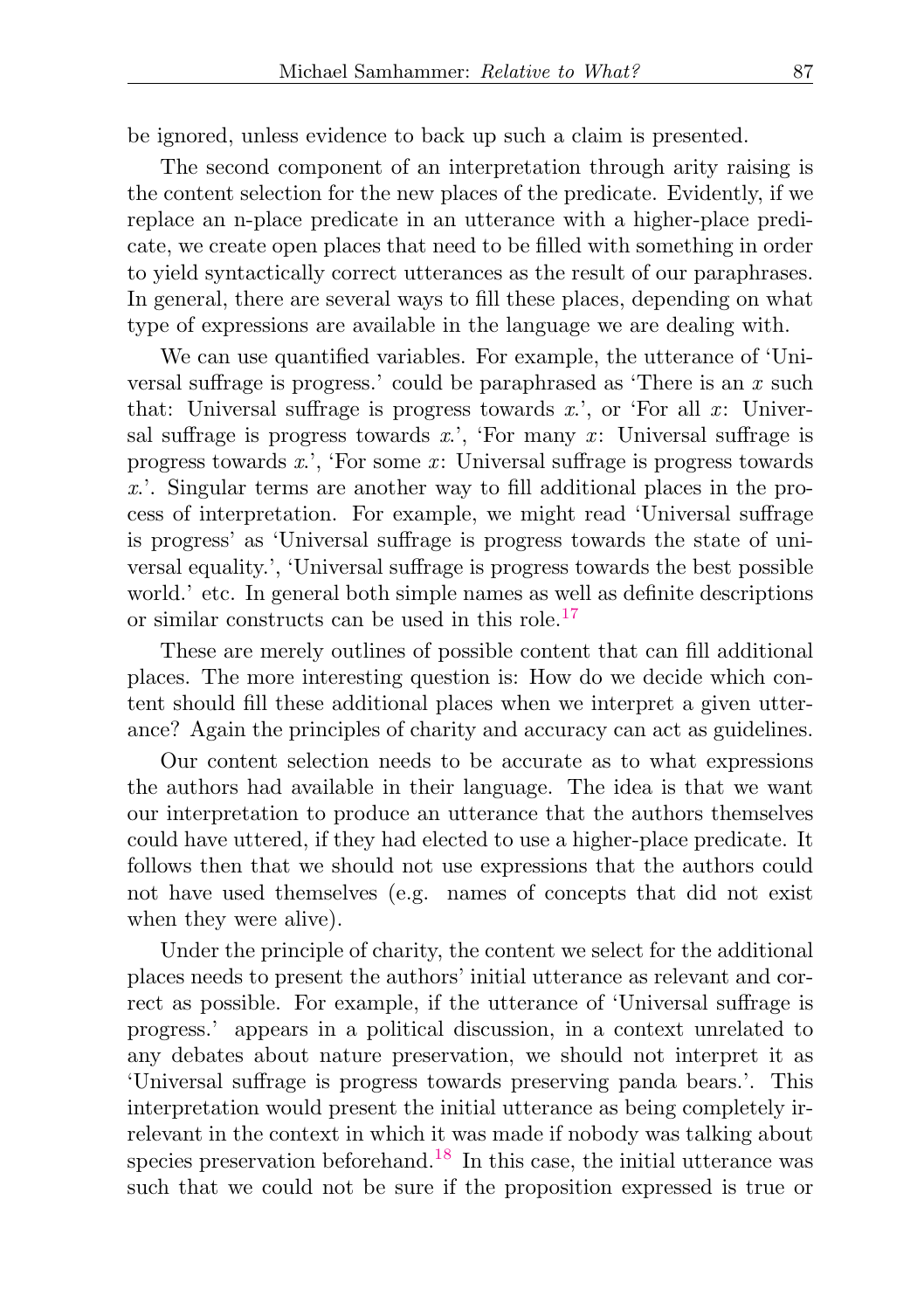be ignored, unless evidence to back up such a claim is presented.

The second component of an interpretation through arity raising is the content selection for the new places of the predicate. Evidently, if we replace an n-place predicate in an utterance with a higher-place predicate, we create open places that need to be filled with something in order to yield syntactically correct utterances as the result of our paraphrases. In general, there are several ways to fill these places, depending on what type of expressions are available in the language we are dealing with.

We can use quantified variables. For example, the utterance of 'Universal suffrage is progress.' could be paraphrased as 'There is an $x$ such that: Universal suffrage is progress towards $x$.', or 'For all $x$: Universal suffrage is progress towards $x$.', 'For many $x$: Universal suffrage is progress towards $x$.', 'For some $x$: Universal suffrage is progress towards $x$.'. Singular terms are another way to fill additional places in the process of interpretation. For example, we might read 'Universal suffrage is progress' as 'Universal suffrage is progress towards the state of universal equality.', 'Universal suffrage is progress towards the best possible world.' etc. In general both simple names as well as definite descriptions or similar constructs can be used in this role.[17]

These are merely outlines of possible content that can fill additional places. The more interesting question is: How do we decide which content should fill these additional places when we interpret a given utterance? Again the principles of charity and accuracy can act as guidelines.

Our content selection needs to be accurate as to what expressions the authors had available in their language. The idea is that we want our interpretation to produce an utterance that the authors themselves could have uttered, if they had elected to use a higher-place predicate. It follows then that we should not use expressions that the authors could not have used themselves (e.g. names of concepts that did not exist when they were alive).

Under the principle of charity, the content we select for the additional places needs to present the authors' initial utterance as relevant and correct as possible. For example, if the utterance of 'Universal suffrage is progress.' appears in a political discussion, in a context unrelated to any debates about nature preservation, we should not interpret it as 'Universal suffrage is progress towards preserving panda bears.'. This interpretation would present the initial utterance as being completely irrelevant in the context in which it was made if nobody was talking about species preservation beforehand.[18] In this case, the initial utterance was such that we could not be sure if the proposition expressed is true or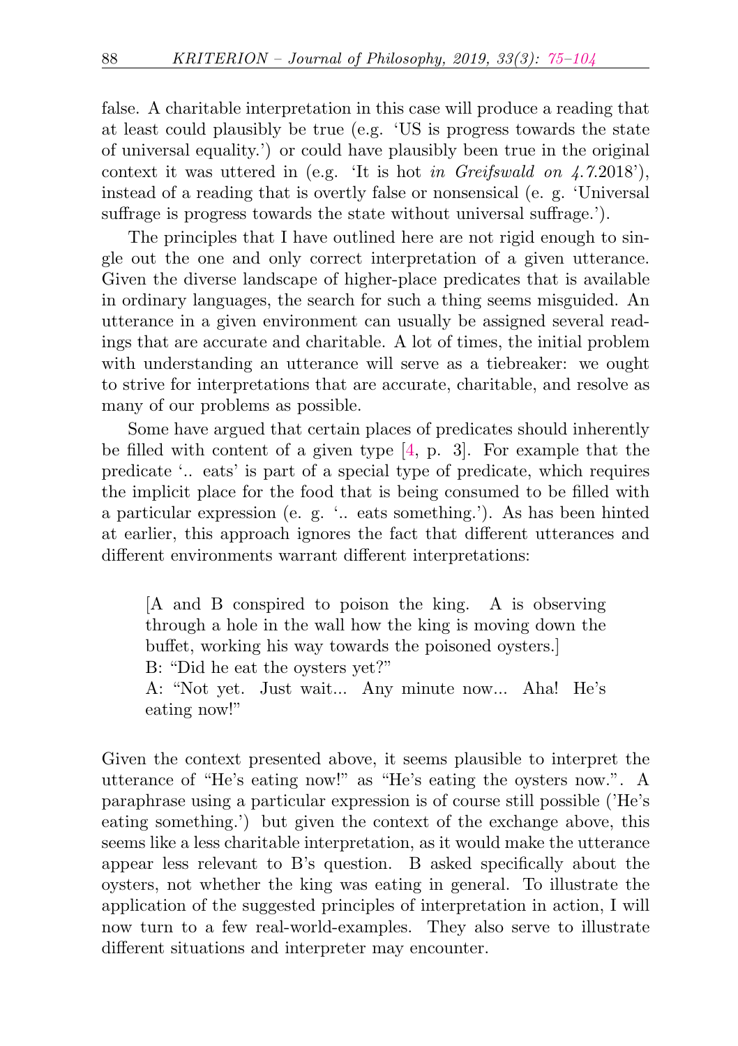false. A charitable interpretation in this case will produce a reading that at least could plausibly be true (e.g. 'US is progress towards the state of universal equality.') or could have plausibly been true in the original context it was uttered in (e.g. 'It is hot *in Greifswald on 4.7.*2018'), instead of a reading that is overtly false or nonsensical (e. g. 'Universal suffrage is progress towards the state without universal suffrage.').

The principles that I have outlined here are not rigid enough to single out the one and only correct interpretation of a given utterance. Given the diverse landscape of higher-place predicates that is available in ordinary languages, the search for such a thing seems misguided. An utterance in a given environment can usually be assigned several readings that are accurate and charitable. A lot of times, the initial problem with understanding an utterance will serve as a tiebreaker: we ought to strive for interpretations that are accurate, charitable, and resolve as many of our problems as possible.

Some have argued that certain places of predicates should inherently be filled with content of a given type [4, p. 3]. For example that the predicate '.. eats' is part of a special type of predicate, which requires the implicit place for the food that is being consumed to be filled with a particular expression (e. g. '.. eats something.'). As has been hinted at earlier, this approach ignores the fact that different utterances and different environments warrant different interpretations:

> [A and B conspired to poison the king. A is observing through a hole in the wall how the king is moving down the buffet, working his way towards the poisoned oysters.]
> B: "Did he eat the oysters yet?"
> A: "Not yet. Just wait... Any minute now... Aha! He's eating now!"

Given the context presented above, it seems plausible to interpret the utterance of "He's eating now!" as "He's eating the oysters now.". A paraphrase using a particular expression is of course still possible ('He's eating something.') but given the context of the exchange above, this seems like a less charitable interpretation, as it would make the utterance appear less relevant to B's question. B asked specifically about the oysters, not whether the king was eating in general. To illustrate the application of the suggested principles of interpretation in action, I will now turn to a few real-world-examples. They also serve to illustrate different situations and interpreter may encounter.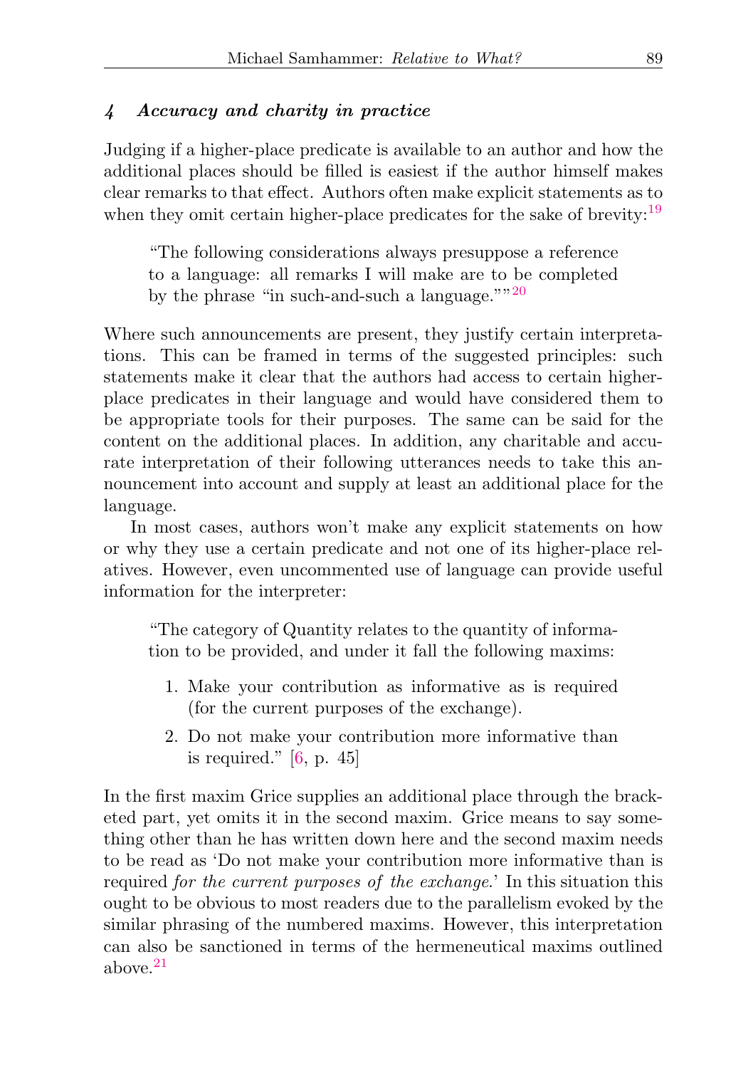## 4 *Accuracy and charity in practice*

Judging if a higher-place predicate is available to an author and how the additional places should be filled is easiest if the author himself makes clear remarks to that effect. Authors often make explicit statements as to when they omit certain higher-place predicates for the sake of brevity:[19]

> "The following considerations always presuppose a reference to a language: all remarks I will make are to be completed by the phrase "in such-and-such a language.""[20]

Where such announcements are present, they justify certain interpretations. This can be framed in terms of the suggested principles: such statements make it clear that the authors had access to certain higher-place predicates in their language and would have considered them to be appropriate tools for their purposes. The same can be said for the content on the additional places. In addition, any charitable and accurate interpretation of their following utterances needs to take this announcement into account and supply at least an additional place for the language.

In most cases, authors won't make any explicit statements on how or why they use a certain predicate and not one of its higher-place relatives. However, even uncommented use of language can provide useful information for the interpreter:

> "The category of Quantity relates to the quantity of information to be provided, and under it fall the following maxims:
>
> 1. Make your contribution as informative as is required (for the current purposes of the exchange).
> 2. Do not make your contribution more informative than is required." [6, p. 45]

In the first maxim Grice supplies an additional place through the bracketed part, yet omits it in the second maxim. Grice means to say something other than he has written down here and the second maxim needs to be read as 'Do not make your contribution more informative than is required *for the current purposes of the exchange*.' In this situation this ought to be obvious to most readers due to the parallelism evoked by the similar phrasing of the numbered maxims. However, this interpretation can also be sanctioned in terms of the hermeneutical maxims outlined above.[21]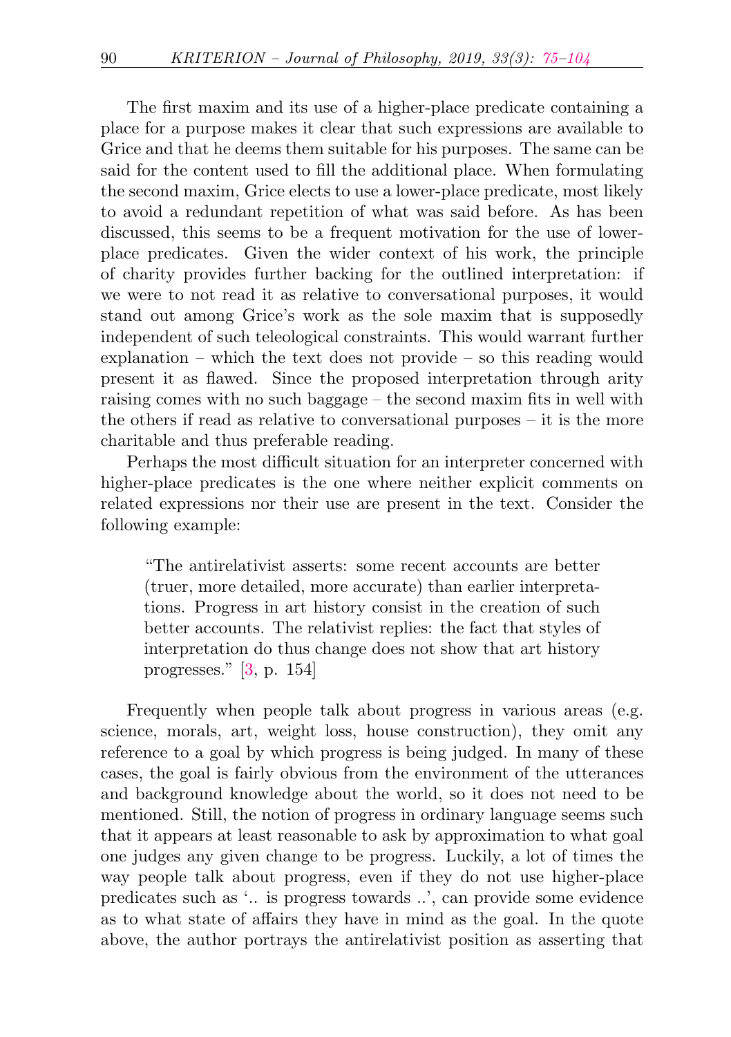The first maxim and its use of a higher-place predicate containing a place for a purpose makes it clear that such expressions are available to Grice and that he deems them suitable for his purposes. The same can be said for the content used to fill the additional place. When formulating the second maxim, Grice elects to use a lower-place predicate, most likely to avoid a redundant repetition of what was said before. As has been discussed, this seems to be a frequent motivation for the use of lower-place predicates. Given the wider context of his work, the principle of charity provides further backing for the outlined interpretation: if we were to not read it as relative to conversational purposes, it would stand out among Grice's work as the sole maxim that is supposedly independent of such teleological constraints. This would warrant further explanation – which the text does not provide – so this reading would present it as flawed. Since the proposed interpretation through arity raising comes with no such baggage – the second maxim fits in well with the others if read as relative to conversational purposes – it is the more charitable and thus preferable reading.

Perhaps the most difficult situation for an interpreter concerned with higher-place predicates is the one where neither explicit comments on related expressions nor their use are present in the text. Consider the following example:

> "The antirelativist asserts: some recent accounts are better (truer, more detailed, more accurate) than earlier interpretations. Progress in art history consist in the creation of such better accounts. The relativist replies: the fact that styles of interpretation do thus change does not show that art history progresses." [3, p. 154]

Frequently when people talk about progress in various areas (e.g. science, morals, art, weight loss, house construction), they omit any reference to a goal by which progress is being judged. In many of these cases, the goal is fairly obvious from the environment of the utterances and background knowledge about the world, so it does not need to be mentioned. Still, the notion of progress in ordinary language seems such that it appears at least reasonable to ask by approximation to what goal one judges any given change to be progress. Luckily, a lot of times the way people talk about progress, even if they do not use higher-place predicates such as '.. is progress towards ..', can provide some evidence as to what state of affairs they have in mind as the goal. In the quote above, the author portrays the antirelativist position as asserting that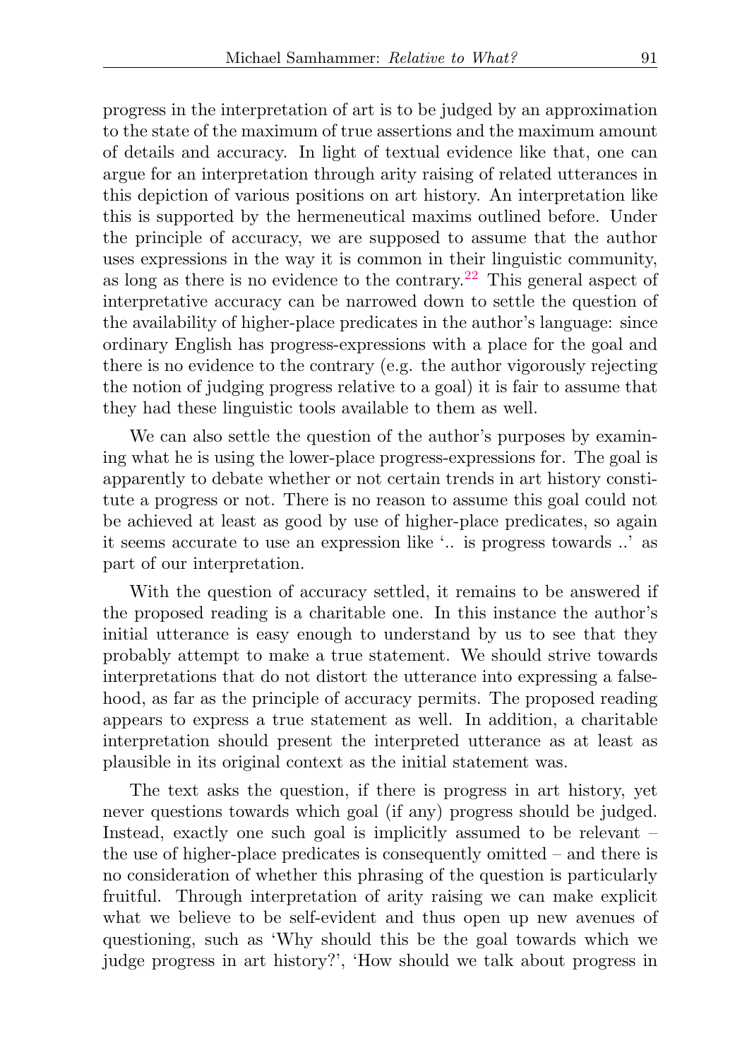progress in the interpretation of art is to be judged by an approximation to the state of the maximum of true assertions and the maximum amount of details and accuracy. In light of textual evidence like that, one can argue for an interpretation through arity raising of related utterances in this depiction of various positions on art history. An interpretation like this is supported by the hermeneutical maxims outlined before. Under the principle of accuracy, we are supposed to assume that the author uses expressions in the way it is common in their linguistic community, as long as there is no evidence to the contrary.[22] This general aspect of interpretative accuracy can be narrowed down to settle the question of the availability of higher-place predicates in the author's language: since ordinary English has progress-expressions with a place for the goal and there is no evidence to the contrary (e.g. the author vigorously rejecting the notion of judging progress relative to a goal) it is fair to assume that they had these linguistic tools available to them as well.

We can also settle the question of the author's purposes by examining what he is using the lower-place progress-expressions for. The goal is apparently to debate whether or not certain trends in art history constitute a progress or not. There is no reason to assume this goal could not be achieved at least as good by use of higher-place predicates, so again it seems accurate to use an expression like '.. is progress towards ..' as part of our interpretation.

With the question of accuracy settled, it remains to be answered if the proposed reading is a charitable one. In this instance the author's initial utterance is easy enough to understand by us to see that they probably attempt to make a true statement. We should strive towards interpretations that do not distort the utterance into expressing a falsehood, as far as the principle of accuracy permits. The proposed reading appears to express a true statement as well. In addition, a charitable interpretation should present the interpreted utterance as at least as plausible in its original context as the initial statement was.

The text asks the question, if there is progress in art history, yet never questions towards which goal (if any) progress should be judged. Instead, exactly one such goal is implicitly assumed to be relevant – the use of higher-place predicates is consequently omitted – and there is no consideration of whether this phrasing of the question is particularly fruitful. Through interpretation of arity raising we can make explicit what we believe to be self-evident and thus open up new avenues of questioning, such as 'Why should this be the goal towards which we judge progress in art history?', 'How should we talk about progress in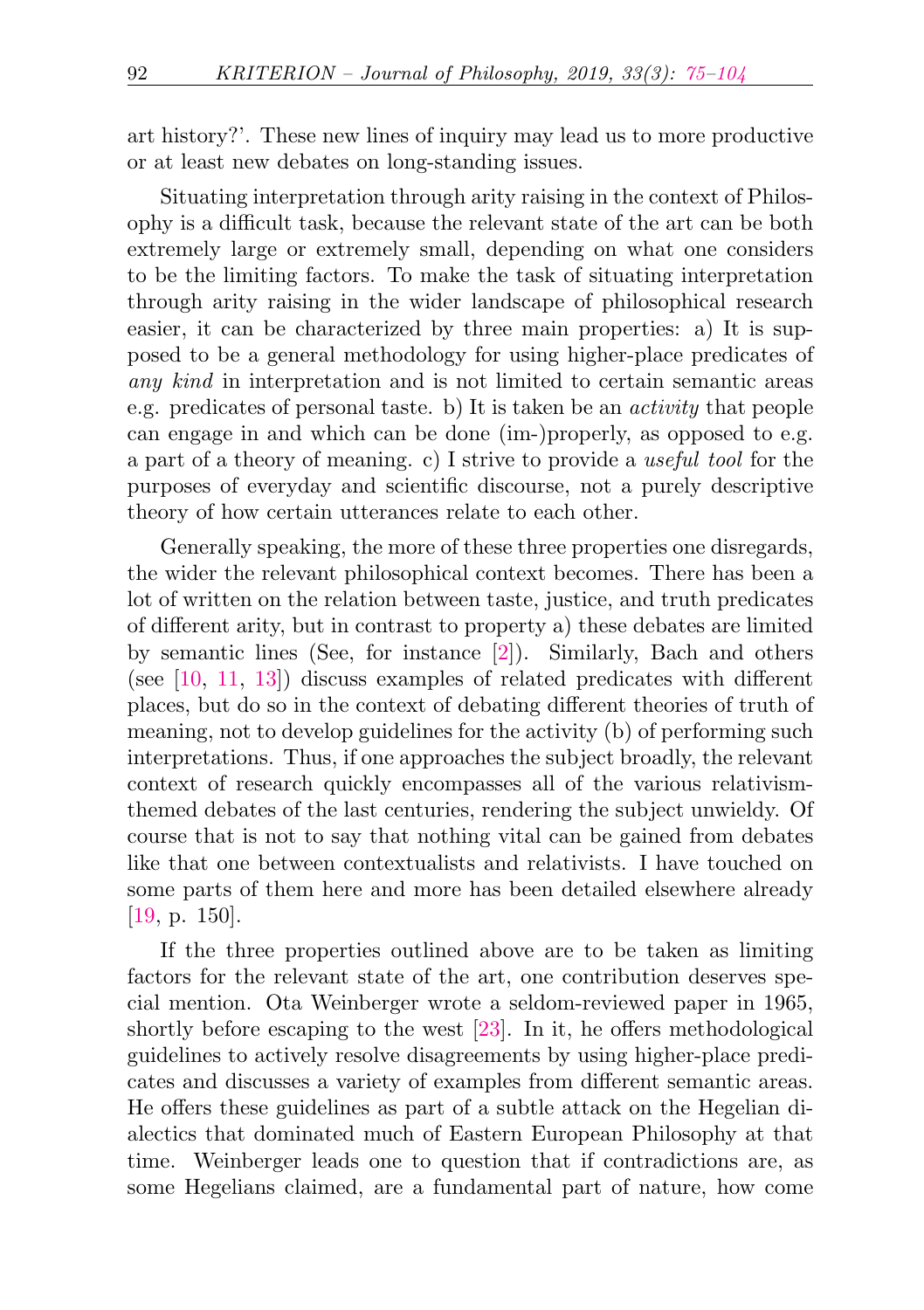art history?'. These new lines of inquiry may lead us to more productive or at least new debates on long-standing issues.

Situating interpretation through arity raising in the context of Philosophy is a difficult task, because the relevant state of the art can be both extremely large or extremely small, depending on what one considers to be the limiting factors. To make the task of situating interpretation through arity raising in the wider landscape of philosophical research easier, it can be characterized by three main properties: a) It is supposed to be a general methodology for using higher-place predicates of *any kind* in interpretation and is not limited to certain semantic areas e.g. predicates of personal taste. b) It is taken be an *activity* that people can engage in and which can be done (im-)properly, as opposed to e.g. a part of a theory of meaning. c) I strive to provide a *useful tool* for the purposes of everyday and scientific discourse, not a purely descriptive theory of how certain utterances relate to each other.

Generally speaking, the more of these three properties one disregards, the wider the relevant philosophical context becomes. There has been a lot of written on the relation between taste, justice, and truth predicates of different arity, but in contrast to property a) these debates are limited by semantic lines (See, for instance [2]). Similarly, Bach and others (see [10, 11, 13]) discuss examples of related predicates with different places, but do so in the context of debating different theories of truth of meaning, not to develop guidelines for the activity (b) of performing such interpretations. Thus, if one approaches the subject broadly, the relevant context of research quickly encompasses all of the various relativism-themed debates of the last centuries, rendering the subject unwieldy. Of course that is not to say that nothing vital can be gained from debates like that one between contextualists and relativists. I have touched on some parts of them here and more has been detailed elsewhere already [19, p. 150].

If the three properties outlined above are to be taken as limiting factors for the relevant state of the art, one contribution deserves special mention. Ota Weinberger wrote a seldom-reviewed paper in 1965, shortly before escaping to the west [23]. In it, he offers methodological guidelines to actively resolve disagreements by using higher-place predicates and discusses a variety of examples from different semantic areas. He offers these guidelines as part of a subtle attack on the Hegelian dialectics that dominated much of Eastern European Philosophy at that time. Weinberger leads one to question that if contradictions are, as some Hegelians claimed, are a fundamental part of nature, how come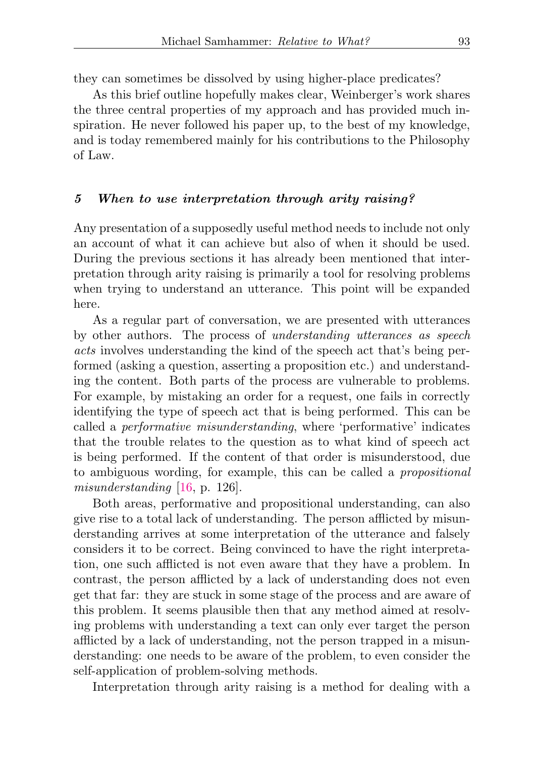they can sometimes be dissolved by using higher-place predicates?

As this brief outline hopefully makes clear, Weinberger's work shares the three central properties of my approach and has provided much inspiration. He never followed his paper up, to the best of my knowledge, and is today remembered mainly for his contributions to the Philosophy of Law.

## 5 *When to use interpretation through arity raising?*

Any presentation of a supposedly useful method needs to include not only an account of what it can achieve but also of when it should be used. During the previous sections it has already been mentioned that interpretation through arity raising is primarily a tool for resolving problems when trying to understand an utterance. This point will be expanded here.

As a regular part of conversation, we are presented with utterances by other authors. The process of *understanding utterances as speech acts* involves understanding the kind of the speech act that's being performed (asking a question, asserting a proposition etc.) and understanding the content. Both parts of the process are vulnerable to problems. For example, by mistaking an order for a request, one fails in correctly identifying the type of speech act that is being performed. This can be called a *performative misunderstanding*, where 'performative' indicates that the trouble relates to the question as to what kind of speech act is being performed. If the content of that order is misunderstood, due to ambiguous wording, for example, this can be called a *propositional misunderstanding* [16, p. 126].

Both areas, performative and propositional understanding, can also give rise to a total lack of understanding. The person afflicted by misunderstanding arrives at some interpretation of the utterance and falsely considers it to be correct. Being convinced to have the right interpretation, one such afflicted is not even aware that they have a problem. In contrast, the person afflicted by a lack of understanding does not even get that far: they are stuck in some stage of the process and are aware of this problem. It seems plausible then that any method aimed at resolving problems with understanding a text can only ever target the person afflicted by a lack of understanding, not the person trapped in a misunderstanding: one needs to be aware of the problem, to even consider the self-application of problem-solving methods.

Interpretation through arity raising is a method for dealing with a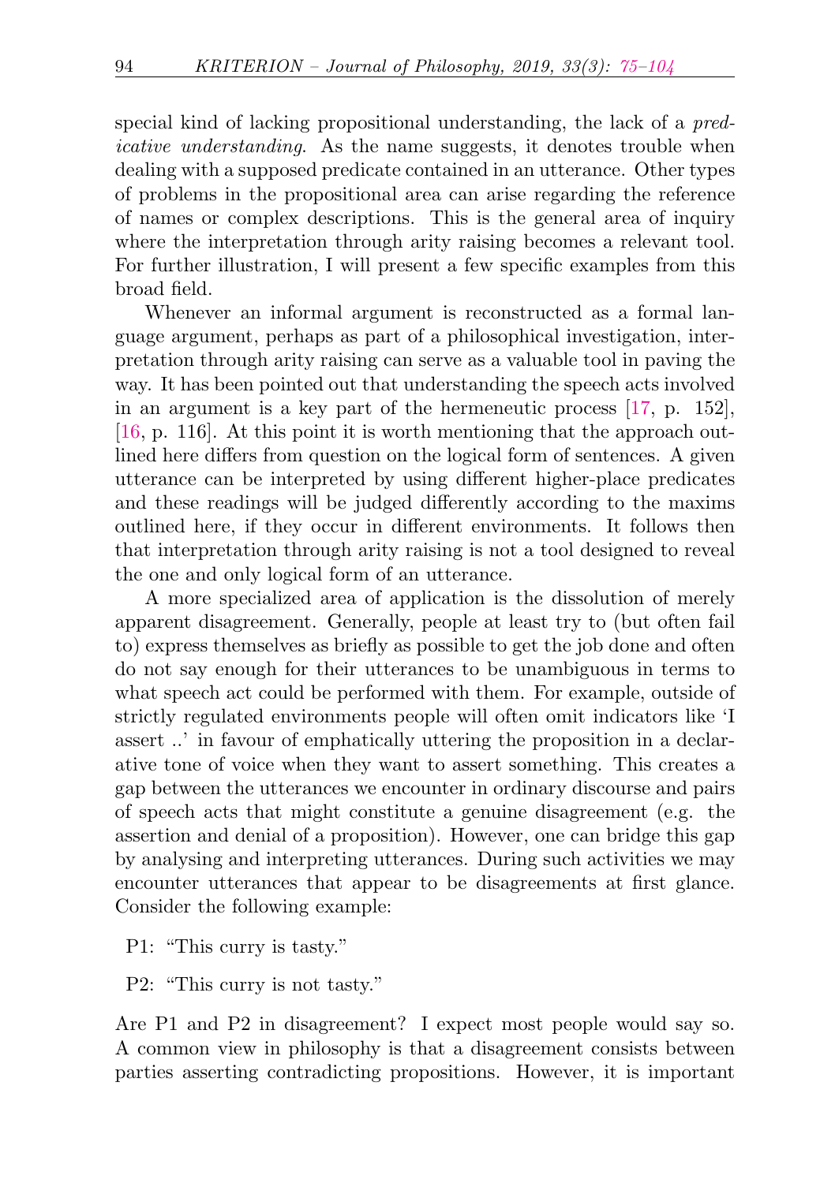special kind of lacking propositional understanding, the lack of a *predicative understanding*. As the name suggests, it denotes trouble when dealing with a supposed predicate contained in an utterance. Other types of problems in the propositional area can arise regarding the reference of names or complex descriptions. This is the general area of inquiry where the interpretation through arity raising becomes a relevant tool. For further illustration, I will present a few specific examples from this broad field.

Whenever an informal argument is reconstructed as a formal language argument, perhaps as part of a philosophical investigation, interpretation through arity raising can serve as a valuable tool in paving the way. It has been pointed out that understanding the speech acts involved in an argument is a key part of the hermeneutic process [17, p. 152], [16, p. 116]. At this point it is worth mentioning that the approach outlined here differs from question on the logical form of sentences. A given utterance can be interpreted by using different higher-place predicates and these readings will be judged differently according to the maxims outlined here, if they occur in different environments. It follows then that interpretation through arity raising is not a tool designed to reveal the one and only logical form of an utterance.

A more specialized area of application is the dissolution of merely apparent disagreement. Generally, people at least try to (but often fail to) express themselves as briefly as possible to get the job done and often do not say enough for their utterances to be unambiguous in terms to what speech act could be performed with them. For example, outside of strictly regulated environments people will often omit indicators like 'I assert ..' in favour of emphatically uttering the proposition in a declarative tone of voice when they want to assert something. This creates a gap between the utterances we encounter in ordinary discourse and pairs of speech acts that might constitute a genuine disagreement (e.g. the assertion and denial of a proposition). However, one can bridge this gap by analysing and interpreting utterances. During such activities we may encounter utterances that appear to be disagreements at first glance. Consider the following example:

P1: "This curry is tasty."

P2: "This curry is not tasty."

Are P1 and P2 in disagreement? I expect most people would say so. A common view in philosophy is that a disagreement consists between parties asserting contradicting propositions. However, it is important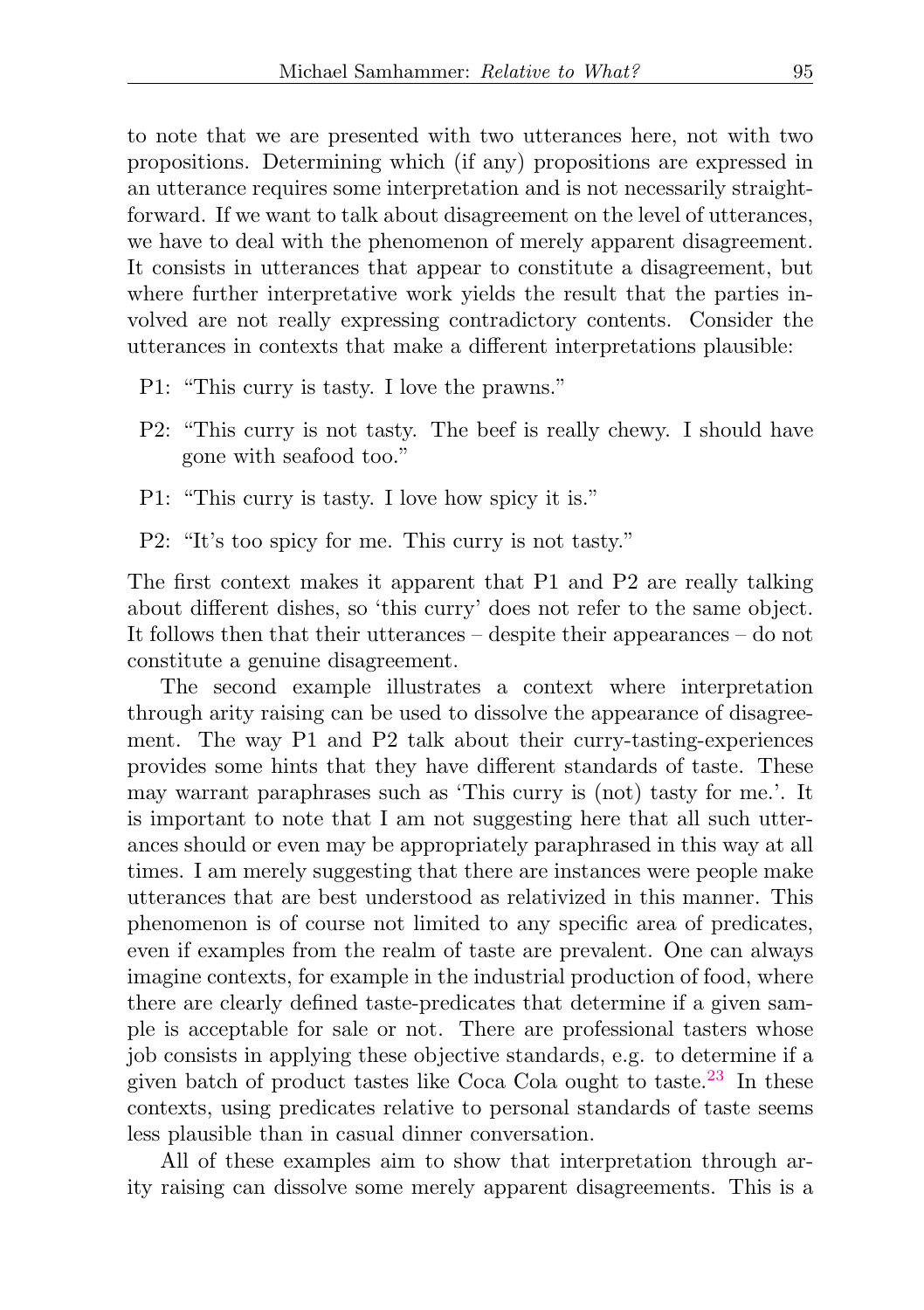to note that we are presented with two utterances here, not with two propositions. Determining which (if any) propositions are expressed in an utterance requires some interpretation and is not necessarily straightforward. If we want to talk about disagreement on the level of utterances, we have to deal with the phenomenon of merely apparent disagreement. It consists in utterances that appear to constitute a disagreement, but where further interpretative work yields the result that the parties involved are not really expressing contradictory contents. Consider the utterances in contexts that make a different interpretations plausible:

P1: "This curry is tasty. I love the prawns."

P2: "This curry is not tasty. The beef is really chewy. I should have gone with seafood too."

P1: "This curry is tasty. I love how spicy it is."

P2: "It's too spicy for me. This curry is not tasty."

The first context makes it apparent that P1 and P2 are really talking about different dishes, so 'this curry' does not refer to the same object. It follows then that their utterances – despite their appearances – do not constitute a genuine disagreement.

The second example illustrates a context where interpretation through arity raising can be used to dissolve the appearance of disagreement. The way P1 and P2 talk about their curry-tasting-experiences provides some hints that they have different standards of taste. These may warrant paraphrases such as 'This curry is (not) tasty for me.'. It is important to note that I am not suggesting here that all such utterances should or even may be appropriately paraphrased in this way at all times. I am merely suggesting that there are instances were people make utterances that are best understood as relativized in this manner. This phenomenon is of course not limited to any specific area of predicates, even if examples from the realm of taste are prevalent. One can always imagine contexts, for example in the industrial production of food, where there are clearly defined taste-predicates that determine if a given sample is acceptable for sale or not. There are professional tasters whose job consists in applying these objective standards, e.g. to determine if a given batch of product tastes like Coca Cola ought to taste.[23] In these contexts, using predicates relative to personal standards of taste seems less plausible than in casual dinner conversation.

All of these examples aim to show that interpretation through arity raising can dissolve some merely apparent disagreements. This is a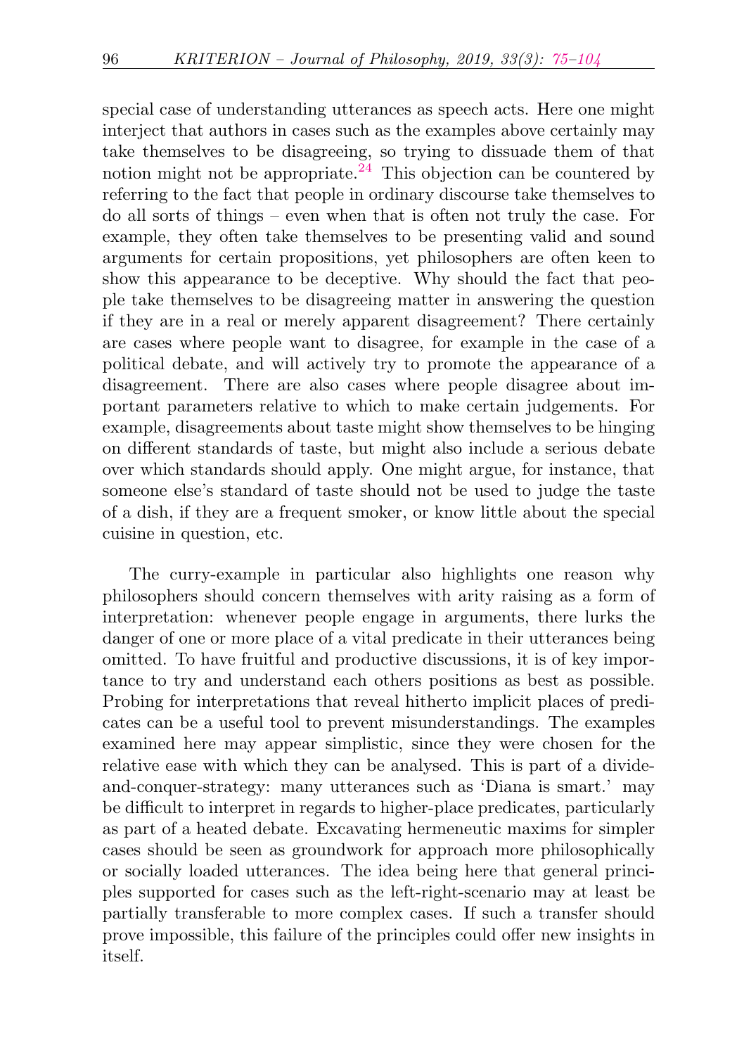special case of understanding utterances as speech acts. Here one might interject that authors in cases such as the examples above certainly may take themselves to be disagreeing, so trying to dissuade them of that notion might not be appropriate.[24] This objection can be countered by referring to the fact that people in ordinary discourse take themselves to do all sorts of things – even when that is often not truly the case. For example, they often take themselves to be presenting valid and sound arguments for certain propositions, yet philosophers are often keen to show this appearance to be deceptive. Why should the fact that people take themselves to be disagreeing matter in answering the question if they are in a real or merely apparent disagreement? There certainly are cases where people want to disagree, for example in the case of a political debate, and will actively try to promote the appearance of a disagreement. There are also cases where people disagree about important parameters relative to which to make certain judgements. For example, disagreements about taste might show themselves to be hinging on different standards of taste, but might also include a serious debate over which standards should apply. One might argue, for instance, that someone else's standard of taste should not be used to judge the taste of a dish, if they are a frequent smoker, or know little about the special cuisine in question, etc.

The curry-example in particular also highlights one reason why philosophers should concern themselves with arity raising as a form of interpretation: whenever people engage in arguments, there lurks the danger of one or more place of a vital predicate in their utterances being omitted. To have fruitful and productive discussions, it is of key importance to try and understand each others positions as best as possible. Probing for interpretations that reveal hitherto implicit places of predicates can be a useful tool to prevent misunderstandings. The examples examined here may appear simplistic, since they were chosen for the relative ease with which they can be analysed. This is part of a divide-and-conquer-strategy: many utterances such as 'Diana is smart.' may be difficult to interpret in regards to higher-place predicates, particularly as part of a heated debate. Excavating hermeneutic maxims for simpler cases should be seen as groundwork for approach more philosophically or socially loaded utterances. The idea being here that general principles supported for cases such as the left-right-scenario may at least be partially transferable to more complex cases. If such a transfer should prove impossible, this failure of the principles could offer new insights in itself.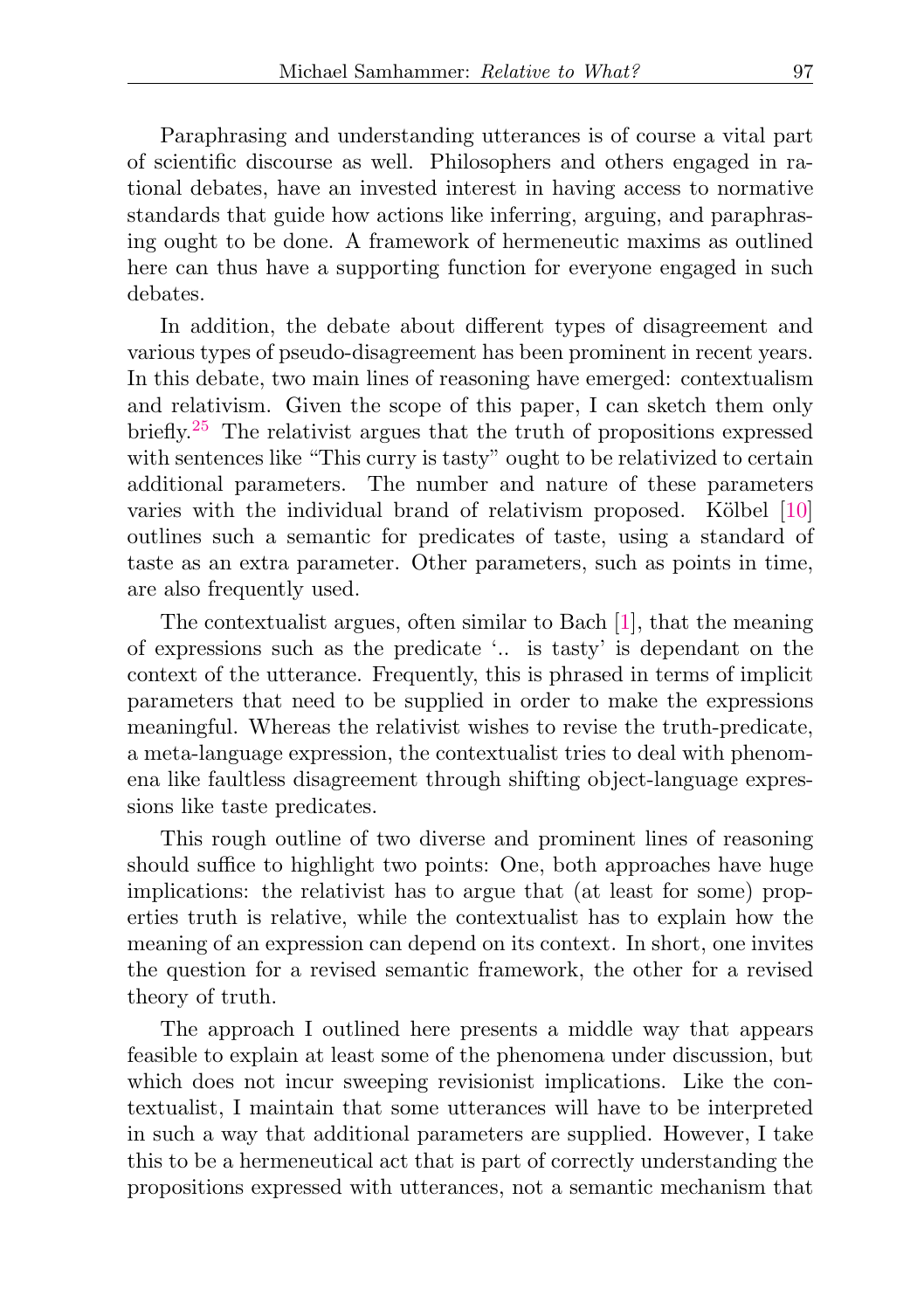Paraphrasing and understanding utterances is of course a vital part of scientific discourse as well. Philosophers and others engaged in rational debates, have an invested interest in having access to normative standards that guide how actions like inferring, arguing, and paraphrasing ought to be done. A framework of hermeneutic maxims as outlined here can thus have a supporting function for everyone engaged in such debates.

In addition, the debate about different types of disagreement and various types of pseudo-disagreement has been prominent in recent years. In this debate, two main lines of reasoning have emerged: contextualism and relativism. Given the scope of this paper, I can sketch them only briefly.[25] The relativist argues that the truth of propositions expressed with sentences like "This curry is tasty" ought to be relativized to certain additional parameters. The number and nature of these parameters varies with the individual brand of relativism proposed. Kölbel [10] outlines such a semantic for predicates of taste, using a standard of taste as an extra parameter. Other parameters, such as points in time, are also frequently used.

The contextualist argues, often similar to Bach [1], that the meaning of expressions such as the predicate '.. is tasty' is dependant on the context of the utterance. Frequently, this is phrased in terms of implicit parameters that need to be supplied in order to make the expressions meaningful. Whereas the relativist wishes to revise the truth-predicate, a meta-language expression, the contextualist tries to deal with phenomena like faultless disagreement through shifting object-language expressions like taste predicates.

This rough outline of two diverse and prominent lines of reasoning should suffice to highlight two points: One, both approaches have huge implications: the relativist has to argue that (at least for some) properties truth is relative, while the contextualist has to explain how the meaning of an expression can depend on its context. In short, one invites the question for a revised semantic framework, the other for a revised theory of truth.

The approach I outlined here presents a middle way that appears feasible to explain at least some of the phenomena under discussion, but which does not incur sweeping revisionist implications. Like the contextualist, I maintain that some utterances will have to be interpreted in such a way that additional parameters are supplied. However, I take this to be a hermeneutical act that is part of correctly understanding the propositions expressed with utterances, not a semantic mechanism that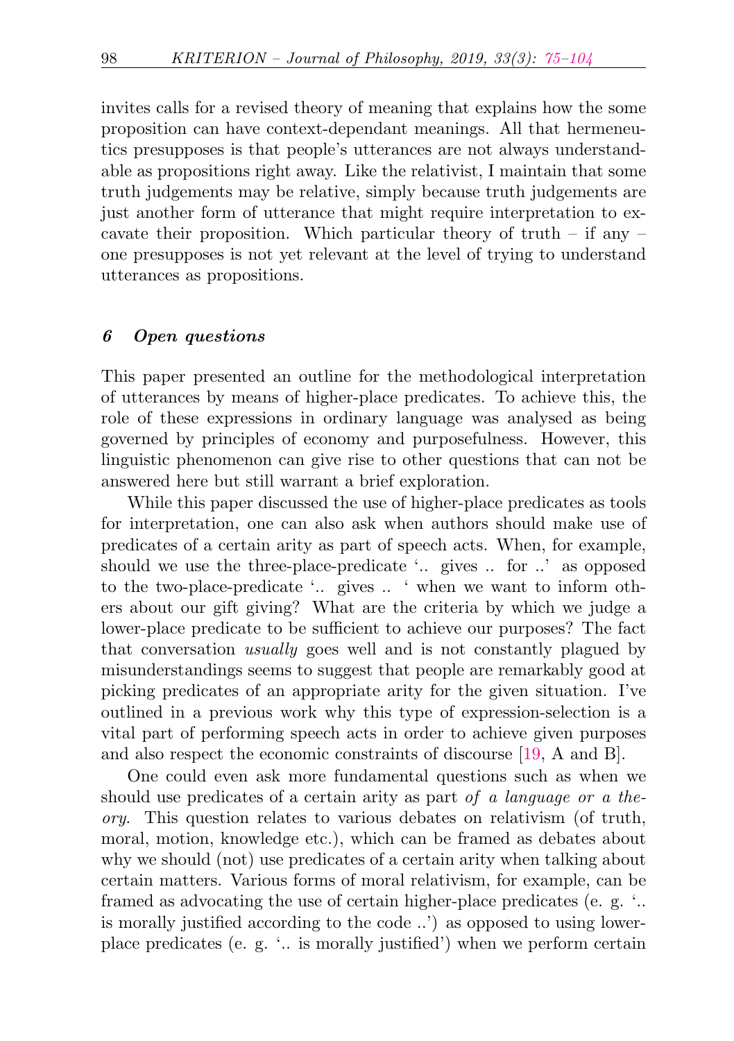invites calls for a revised theory of meaning that explains how the some proposition can have context-dependant meanings. All that hermeneutics presupposes is that people's utterances are not always understandable as propositions right away. Like the relativist, I maintain that some truth judgements may be relative, simply because truth judgements are just another form of utterance that might require interpretation to excavate their proposition. Which particular theory of truth – if any – one presupposes is not yet relevant at the level of trying to understand utterances as propositions.

## *6 Open questions*

This paper presented an outline for the methodological interpretation of utterances by means of higher-place predicates. To achieve this, the role of these expressions in ordinary language was analysed as being governed by principles of economy and purposefulness. However, this linguistic phenomenon can give rise to other questions that can not be answered here but still warrant a brief exploration.

While this paper discussed the use of higher-place predicates as tools for interpretation, one can also ask when authors should make use of predicates of a certain arity as part of speech acts. When, for example, should we use the three-place-predicate '.. gives .. for ..' as opposed to the two-place-predicate '.. gives .. ' when we want to inform others about our gift giving? What are the criteria by which we judge a lower-place predicate to be sufficient to achieve our purposes? The fact that conversation *usually* goes well and is not constantly plagued by misunderstandings seems to suggest that people are remarkably good at picking predicates of an appropriate arity for the given situation. I've outlined in a previous work why this type of expression-selection is a vital part of performing speech acts in order to achieve given purposes and also respect the economic constraints of discourse [19, A and B].

One could even ask more fundamental questions such as when we should use predicates of a certain arity as part *of a language or a theory*. This question relates to various debates on relativism (of truth, moral, motion, knowledge etc.), which can be framed as debates about why we should (not) use predicates of a certain arity when talking about certain matters. Various forms of moral relativism, for example, can be framed as advocating the use of certain higher-place predicates (e. g. '.. is morally justified according to the code ..') as opposed to using lower-place predicates (e. g. '.. is morally justified') when we perform certain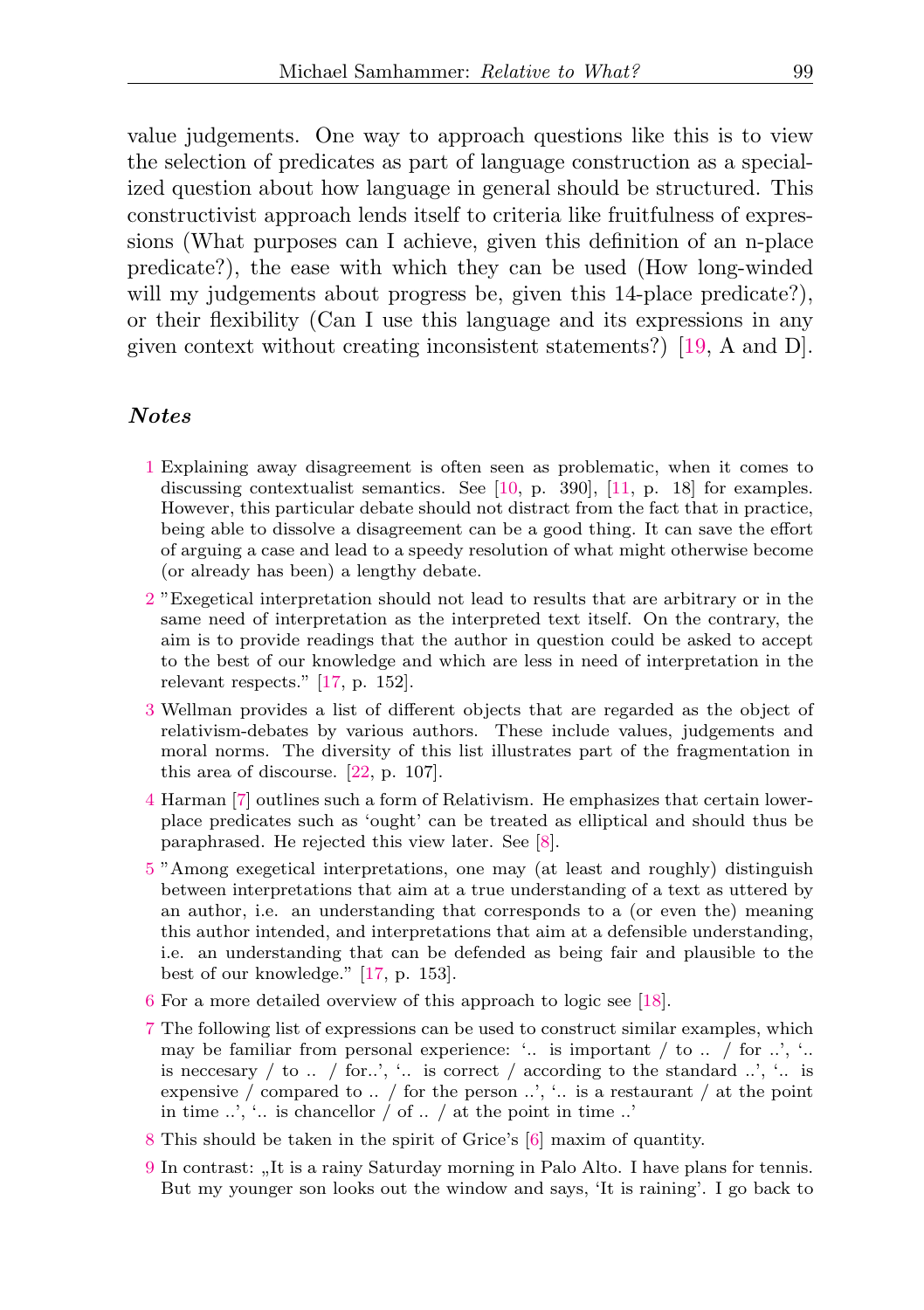value judgements. One way to approach questions like this is to view the selection of predicates as part of language construction as a specialized question about how language in general should be structured. This constructivist approach lends itself to criteria like fruitfulness of expressions (What purposes can I achieve, given this definition of an n-place predicate?), the ease with which they can be used (How long-winded will my judgements about progress be, given this 14-place predicate?), or their flexibility (Can I use this language and its expressions in any given context without creating inconsistent statements?) [19, A and D].

## *Notes*

1 Explaining away disagreement is often seen as problematic, when it comes to discussing contextualist semantics. See [10, p. 390], [11, p. 18] for examples. However, this particular debate should not distract from the fact that in practice, being able to dissolve a disagreement can be a good thing. It can save the effort of arguing a case and lead to a speedy resolution of what might otherwise become (or already has been) a lengthy debate.

2 "Exegetical interpretation should not lead to results that are arbitrary or in the same need of interpretation as the interpreted text itself. On the contrary, the aim is to provide readings that the author in question could be asked to accept to the best of our knowledge and which are less in need of interpretation in the relevant respects." [17, p. 152].

3 Wellman provides a list of different objects that are regarded as the object of relativism-debates by various authors. These include values, judgements and moral norms. The diversity of this list illustrates part of the fragmentation in this area of discourse. [22, p. 107].

4 Harman [7] outlines such a form of Relativism. He emphasizes that certain lower-place predicates such as 'ought' can be treated as elliptical and should thus be paraphrased. He rejected this view later. See [8].

5 "Among exegetical interpretations, one may (at least and roughly) distinguish between interpretations that aim at a true understanding of a text as uttered by an author, i.e. an understanding that corresponds to a (or even the) meaning this author intended, and interpretations that aim at a defensible understanding, i.e. an understanding that can be defended as being fair and plausible to the best of our knowledge." [17, p. 153].

6 For a more detailed overview of this approach to logic see [18].

7 The following list of expressions can be used to construct similar examples, which may be familiar from personal experience: '.. is important / to .. / for ..', '.. is neccesary / to .. / for..', '.. is correct / according to the standard ..', '.. is expensive / compared to .. / for the person ..', '.. is a restaurant / at the point in time ..', '.. is chancellor / of .. / at the point in time ..'

8 This should be taken in the spirit of Grice's [6] maxim of quantity.

9 In contrast: „It is a rainy Saturday morning in Palo Alto. I have plans for tennis. But my younger son looks out the window and says, 'It is raining'. I go back to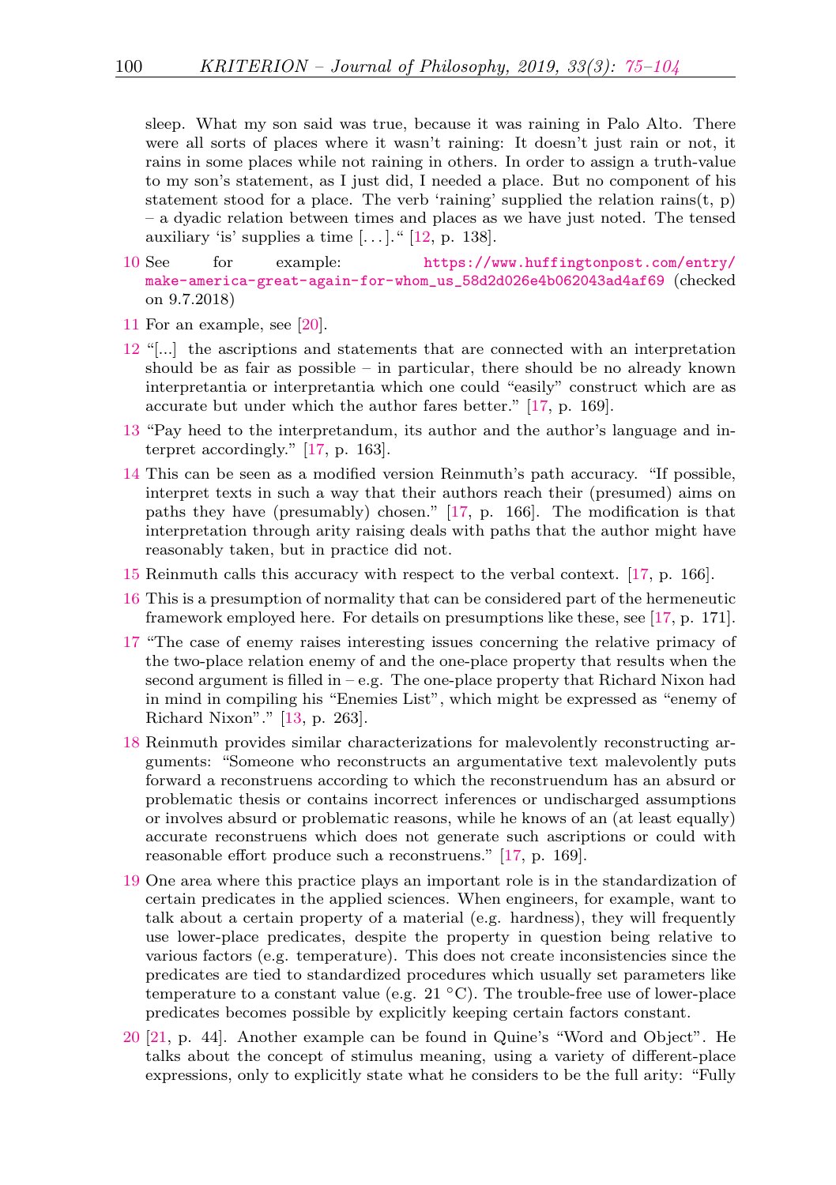sleep. What my son said was true, because it was raining in Palo Alto. There were all sorts of places where it wasn't raining: It doesn't just rain or not, it rains in some places while not raining in others. In order to assign a truth-value to my son's statement, as I just did, I needed a place. But no component of his statement stood for a place. The verb 'raining' supplied the relation rains(t, p) – a dyadic relation between times and places as we have just noted. The tensed auxiliary 'is' supplies a time [. . . ]." [12, p. 138].

10 See for example: https://www.huffingtonpost.com/entry/make-america-great-again-for-whom_us_58d2d026e4b062043ad4af69 (checked on 9.7.2018)

11 For an example, see [20].

12 "[...] the ascriptions and statements that are connected with an interpretation should be as fair as possible – in particular, there should be no already known interpretantia or interpretantia which one could "easily" construct which are as accurate but under which the author fares better." [17, p. 169].

13 "Pay heed to the interpretandum, its author and the author's language and interpret accordingly." [17, p. 163].

14 This can be seen as a modified version Reinmuth's path accuracy. "If possible, interpret texts in such a way that their authors reach their (presumed) aims on paths they have (presumably) chosen." [17, p. 166]. The modification is that interpretation through arity raising deals with paths that the author might have reasonably taken, but in practice did not.

15 Reinmuth calls this accuracy with respect to the verbal context. [17, p. 166].

16 This is a presumption of normality that can be considered part of the hermeneutic framework employed here. For details on presumptions like these, see [17, p. 171].

17 "The case of enemy raises interesting issues concerning the relative primacy of the two-place relation enemy of and the one-place property that results when the second argument is filled in – e.g. The one-place property that Richard Nixon had in mind in compiling his "Enemies List", which might be expressed as "enemy of Richard Nixon"." [13, p. 263].

18 Reinmuth provides similar characterizations for malevolently reconstructing arguments: "Someone who reconstructs an argumentative text malevolently puts forward a reconstruens according to which the reconstruendum has an absurd or problematic thesis or contains incorrect inferences or undischarged assumptions or involves absurd or problematic reasons, while he knows of an (at least equally) accurate reconstruens which does not generate such ascriptions or could with reasonable effort produce such a reconstruens." [17, p. 169].

19 One area where this practice plays an important role is in the standardization of certain predicates in the applied sciences. When engineers, for example, want to talk about a certain property of a material (e.g. hardness), they will frequently use lower-place predicates, despite the property in question being relative to various factors (e.g. temperature). This does not create inconsistencies since the predicates are tied to standardized procedures which usually set parameters like temperature to a constant value (e.g. 21 °C). The trouble-free use of lower-place predicates becomes possible by explicitly keeping certain factors constant.

20 [21, p. 44]. Another example can be found in Quine's "Word and Object". He talks about the concept of stimulus meaning, using a variety of different-place expressions, only to explicitly state what he considers to be the full arity: "Fully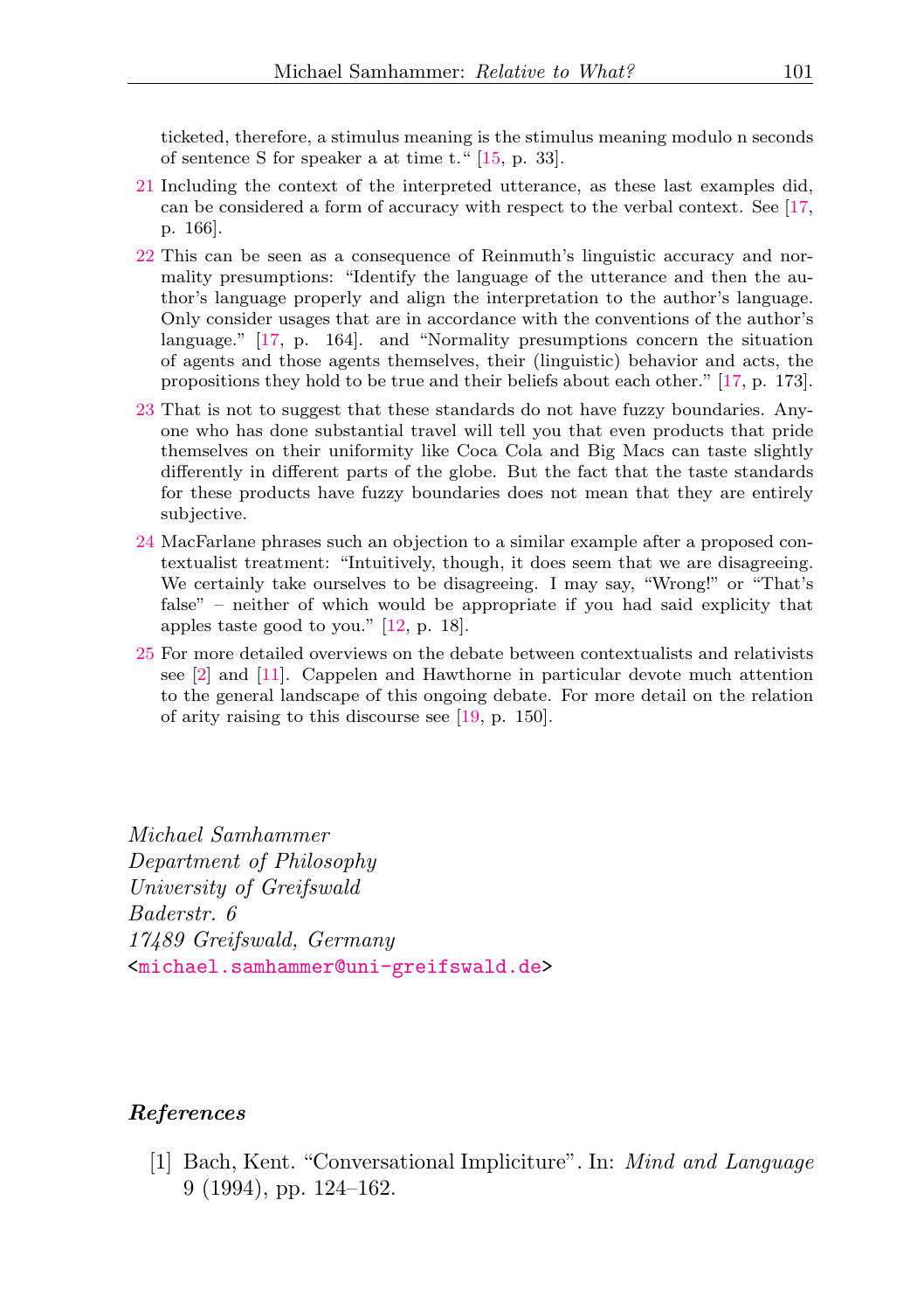ticketed, therefore, a stimulus meaning is the stimulus meaning modulo n seconds of sentence S for speaker a at time t." [15, p. 33].

21 Including the context of the interpreted utterance, as these last examples did, can be considered a form of accuracy with respect to the verbal context. See [17, p. 166].

22 This can be seen as a consequence of Reinmuth's linguistic accuracy and normality presumptions: "Identify the language of the utterance and then the author's language properly and align the interpretation to the author's language. Only consider usages that are in accordance with the conventions of the author's language." [17, p. 164]. and "Normality presumptions concern the situation of agents and those agents themselves, their (linguistic) behavior and acts, the propositions they hold to be true and their beliefs about each other." [17, p. 173].

23 That is not to suggest that these standards do not have fuzzy boundaries. Anyone who has done substantial travel will tell you that even products that pride themselves on their uniformity like Coca Cola and Big Macs can taste slightly differently in different parts of the globe. But the fact that the taste standards for these products have fuzzy boundaries does not mean that they are entirely subjective.

24 MacFarlane phrases such an objection to a similar example after a proposed contextualist treatment: "Intuitively, though, it does seem that we are disagreeing. We certainly take ourselves to be disagreeing. I may say, "Wrong!" or "That's false" – neither of which would be appropriate if you had said explicity that apples taste good to you." [12, p. 18].

25 For more detailed overviews on the debate between contextualists and relativists see [2] and [11]. Cappelen and Hawthorne in particular devote much attention to the general landscape of this ongoing debate. For more detail on the relation of arity raising to this discourse see [19, p. 150].

*Michael Samhammer*
*Department of Philosophy*
*University of Greifswald*
*Baderstr. 6*
*17489 Greifswald, Germany*
<michael.samhammer@uni-greifswald.de>

## *References*

[1] Bach, Kent. "Conversational Impliciture". In: *Mind and Language* 9 (1994), pp. 124–162.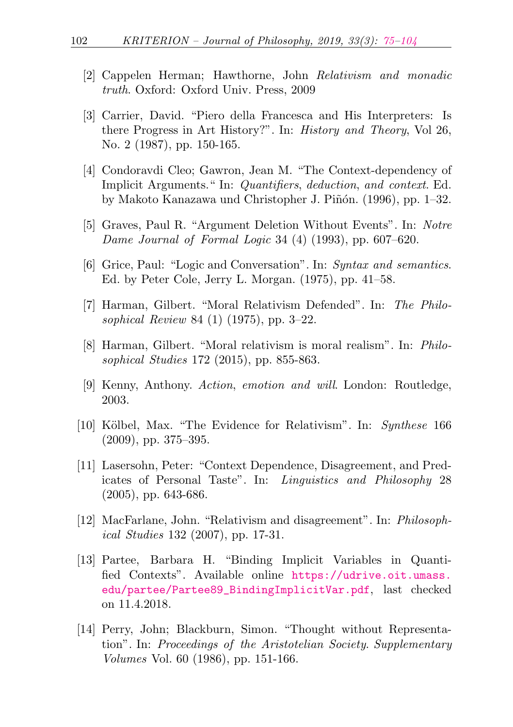[2] Cappelen Herman; Hawthorne, John *Relativism and monadic truth*. Oxford: Oxford Univ. Press, 2009

[3] Carrier, David. “Piero della Francesca and His Interpreters: Is there Progress in Art History?”. In: *History and Theory*, Vol 26, No. 2 (1987), pp. 150-165.

[4] Condoravdi Cleo; Gawron, Jean M. “The Context-dependency of Implicit Arguments.“ In: *Quantifiers, deduction, and context*. Ed. by Makoto Kanazawa und Christopher J. Piñón. (1996), pp. 1–32.

[5] Graves, Paul R. “Argument Deletion Without Events”. In: *Notre Dame Journal of Formal Logic* 34 (4) (1993), pp. 607–620.

[6] Grice, Paul: “Logic and Conversation”. In: *Syntax and semantics*. Ed. by Peter Cole, Jerry L. Morgan. (1975), pp. 41–58.

[7] Harman, Gilbert. “Moral Relativism Defended”. In: *The Philosophical Review* 84 (1) (1975), pp. 3–22.

[8] Harman, Gilbert. “Moral relativism is moral realism”. In: *Philosophical Studies* 172 (2015), pp. 855-863.

[9] Kenny, Anthony. *Action, emotion and will*. London: Routledge, 2003.

[10] Kölbel, Max. “The Evidence for Relativism”. In: *Synthese* 166 (2009), pp. 375–395.

[11] Lasersohn, Peter: “Context Dependence, Disagreement, and Predicates of Personal Taste”. In: *Linguistics and Philosophy* 28 (2005), pp. 643-686.

[12] MacFarlane, John. “Relativism and disagreement”. In: *Philosophical Studies* 132 (2007), pp. 17-31.

[13] Partee, Barbara H. “Binding Implicit Variables in Quantified Contexts”. Available online https://udrive.oit.umass.edu/partee/Partee89_BindingImplicitVar.pdf, last checked on 11.4.2018.

[14] Perry, John; Blackburn, Simon. “Thought without Representation”. In: *Proceedings of the Aristotelian Society. Supplementary Volumes* Vol. 60 (1986), pp. 151-166.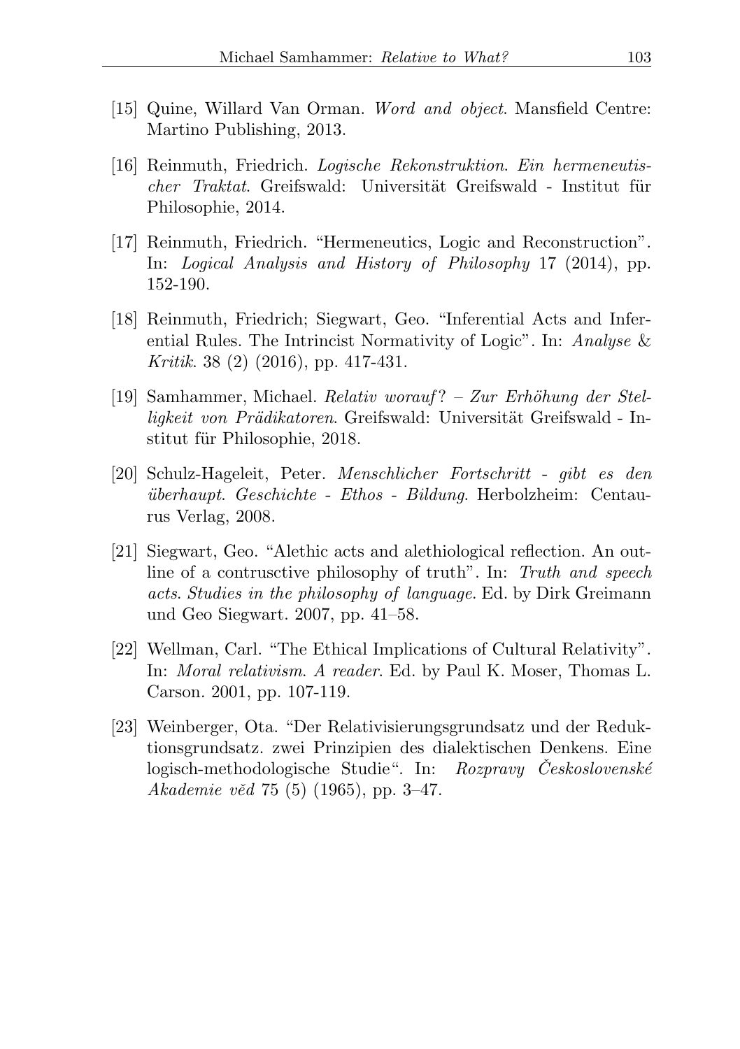[15] Quine, Willard Van Orman. *Word and object*. Mansfield Centre: Martino Publishing, 2013.

[16] Reinmuth, Friedrich. *Logische Rekonstruktion. Ein hermeneutischer Traktat*. Greifswald: Universität Greifswald - Institut für Philosophie, 2014.

[17] Reinmuth, Friedrich. "Hermeneutics, Logic and Reconstruction". In: *Logical Analysis and History of Philosophy* 17 (2014), pp. 152-190.

[18] Reinmuth, Friedrich; Siegwart, Geo. "Inferential Acts and Inferential Rules. The Intrincist Normativity of Logic". In: *Analyse & Kritik*. 38 (2) (2016), pp. 417-431.

[19] Samhammer, Michael. *Relativ worauf? – Zur Erhöhung der Stelligkeit von Prädikatoren*. Greifswald: Universität Greifswald - Institut für Philosophie, 2018.

[20] Schulz-Hageleit, Peter. *Menschlicher Fortschritt - gibt es den überhaupt. Geschichte - Ethos - Bildung*. Herbolzheim: Centaurus Verlag, 2008.

[21] Siegwart, Geo. "Alethic acts and alethiological reflection. An outline of a contrusctive philosophy of truth". In: *Truth and speech acts. Studies in the philosophy of language*. Ed. by Dirk Greimann und Geo Siegwart. 2007, pp. 41–58.

[22] Wellman, Carl. "The Ethical Implications of Cultural Relativity". In: *Moral relativism. A reader*. Ed. by Paul K. Moser, Thomas L. Carson. 2001, pp. 107-119.

[23] Weinberger, Ota. "Der Relativisierungsgrundsatz und der Reduktionsgrundsatz. zwei Prinzipien des dialektischen Denkens. Eine logisch-methodologische Studie". In: *Rozpravy Československé Akademie věd* 75 (5) (1965), pp. 3–47.